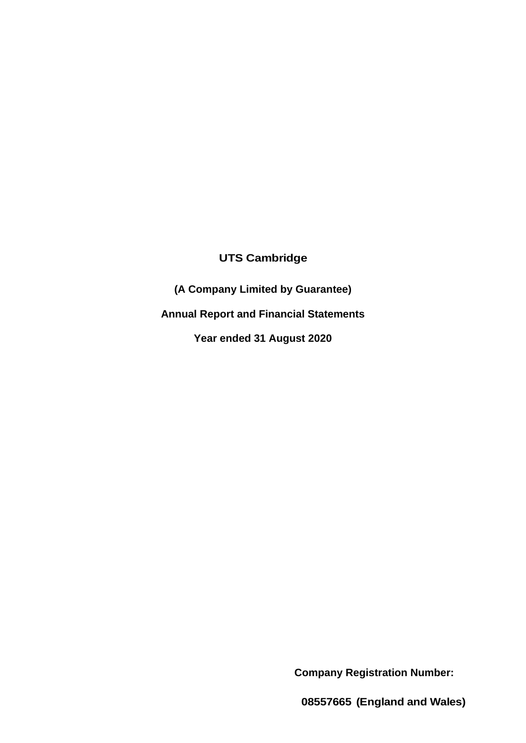# UTS Cambridge

**(A Company Limited by Guarantee)**

**Annual Report and Financial Statements**

**Year ended 31 August 2020**

**Company Registration Number:**

**08557665 (England and Wales)**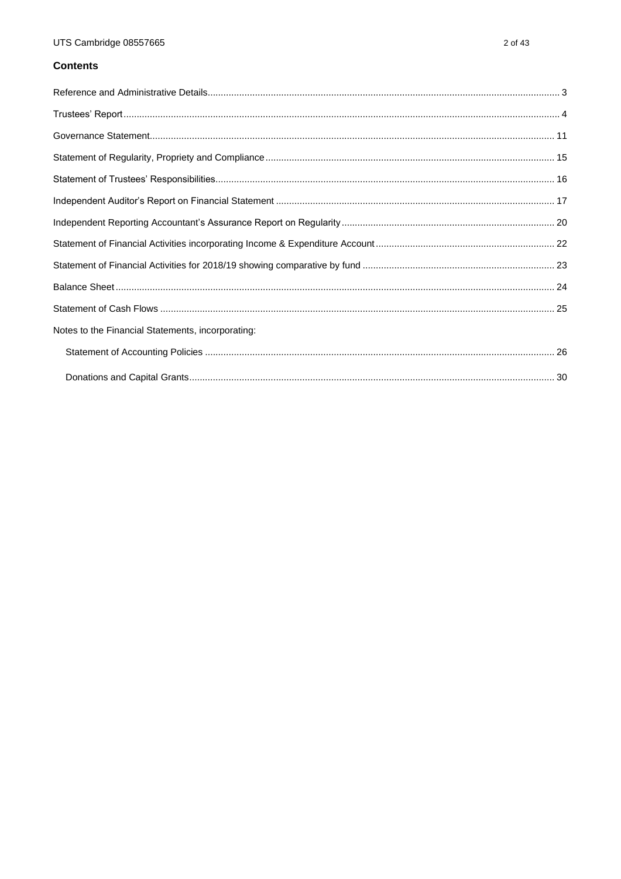## Contents

| | |
|---|---|
| Reference and Administrative Details | 3 |
| Trustees' Report | 4 |
| Governance Statement | 11 |
| Statement of Regularity, Propriety and Compliance | 15 |
| Statement of Trustees' Responsibilities | 16 |
| Independent Auditor's Report on Financial Statement | 17 |
| Independent Reporting Accountant's Assurance Report on Regularity | 20 |
| Statement of Financial Activities incorporating Income & Expenditure Account | 22 |
| Statement of Financial Activities for 2018/19 showing comparative by fund | 23 |
| Balance Sheet | 24 |
| Statement of Cash Flows | 25 |
| Notes to the Financial Statements, incorporating: | |
| Statement of Accounting Policies | 26 |
| Donations and Capital Grants | 30 |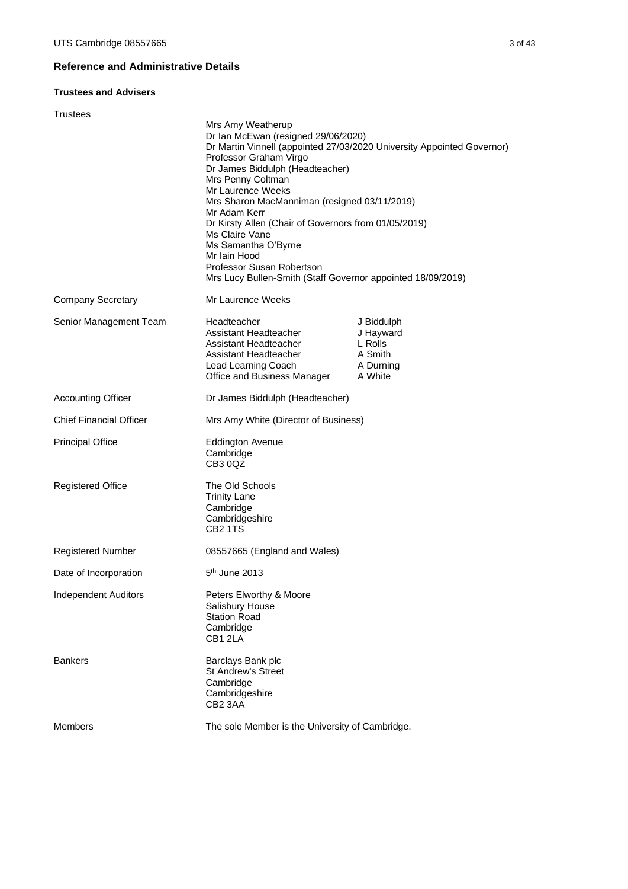## Reference and Administrative Details

### Trustees and Advisers

**Trustees**

Mrs Amy Weatherup
Dr Ian McEwan (resigned 29/06/2020)
Dr Martin Vinnell (appointed 27/03/2020 University Appointed Governor)
Professor Graham Virgo
Dr James Biddulph (Headteacher)
Mrs Penny Coltman
Mr Laurence Weeks
Mrs Sharon MacManniman (resigned 03/11/2019)
Mr Adam Kerr
Dr Kirsty Allen (Chair of Governors from 01/05/2019)
Ms Claire Vane
Ms Samantha O'Byrne
Mr Iain Hood
Professor Susan Robertson
Mrs Lucy Bullen-Smith (Staff Governor appointed 18/09/2019)

**Company Secretary**

Mr Laurence Weeks

**Senior Management Team**

| Role | Name |
| --- | --- |
| Headteacher | J Biddulph |
| Assistant Headteacher | J Hayward |
| Assistant Headteacher | L Rolls |
| Assistant Headteacher | A Smith |
| Lead Learning Coach | A Durning |
| Office and Business Manager | A White |

**Accounting Officer**

Dr James Biddulph (Headteacher)

**Chief Financial Officer**

Mrs Amy White (Director of Business)

**Principal Office**

Eddington Avenue
Cambridge
CB3 0QZ

**Registered Office**

The Old Schools
Trinity Lane
Cambridge
Cambridgeshire
CB2 1TS

**Registered Number**

08557665 (England and Wales)

**Date of Incorporation**

5th June 2013

**Independent Auditors**

Peters Elworthy & Moore
Salisbury House
Station Road
Cambridge
CB1 2LA

**Bankers**

Barclays Bank plc
St Andrew's Street
Cambridge
Cambridgeshire
CB2 3AA

**Members**

The sole Member is the University of Cambridge.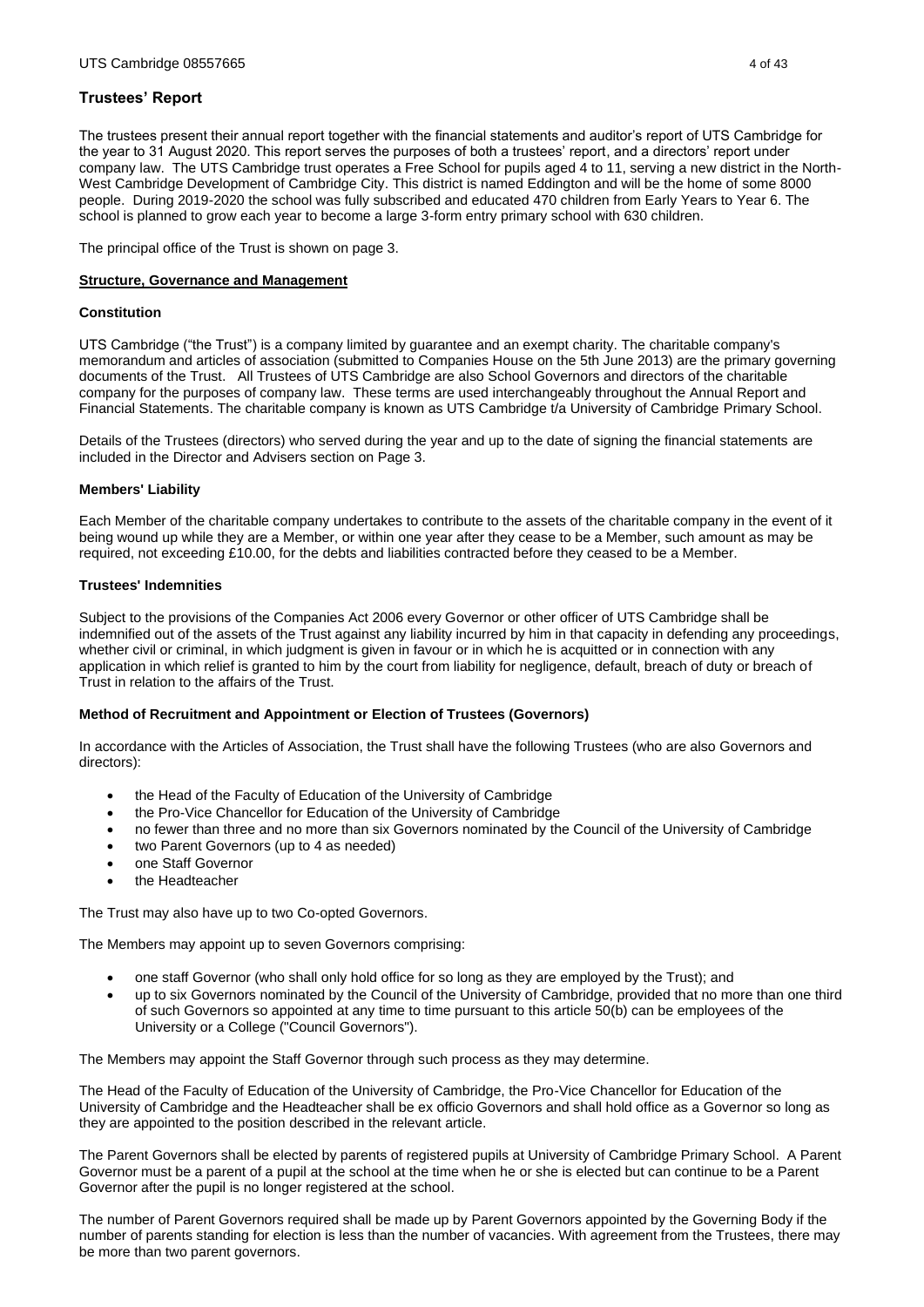## Trustees' Report

The trustees present their annual report together with the financial statements and auditor's report of UTS Cambridge for the year to 31 August 2020. This report serves the purposes of both a trustees' report, and a directors' report under company law. The UTS Cambridge trust operates a Free School for pupils aged 4 to 11, serving a new district in the North-West Cambridge Development of Cambridge City. This district is named Eddington and will be the home of some 8000 people. During 2019-2020 the school was fully subscribed and educated 470 children from Early Years to Year 6. The school is planned to grow each year to become a large 3-form entry primary school with 630 children.

The principal office of the Trust is shown on page 3.

**Structure, Governance and Management**

### Constitution

UTS Cambridge ("the Trust") is a company limited by guarantee and an exempt charity. The charitable company's memorandum and articles of association (submitted to Companies House on the 5th June 2013) are the primary governing documents of the Trust. All Trustees of UTS Cambridge are also School Governors and directors of the charitable company for the purposes of company law. These terms are used interchangeably throughout the Annual Report and Financial Statements. The charitable company is known as UTS Cambridge t/a University of Cambridge Primary School.

Details of the Trustees (directors) who served during the year and up to the date of signing the financial statements are included in the Director and Advisers section on Page 3.

### Members' Liability

Each Member of the charitable company undertakes to contribute to the assets of the charitable company in the event of it being wound up while they are a Member, or within one year after they cease to be a Member, such amount as may be required, not exceeding £10.00, for the debts and liabilities contracted before they ceased to be a Member.

### Trustees' Indemnities

Subject to the provisions of the Companies Act 2006 every Governor or other officer of UTS Cambridge shall be indemnified out of the assets of the Trust against any liability incurred by him in that capacity in defending any proceedings, whether civil or criminal, in which judgment is given in favour or in which he is acquitted or in connection with any application in which relief is granted to him by the court from liability for negligence, default, breach of duty or breach of Trust in relation to the affairs of the Trust.

### Method of Recruitment and Appointment or Election of Trustees (Governors)

In accordance with the Articles of Association, the Trust shall have the following Trustees (who are also Governors and directors):

- the Head of the Faculty of Education of the University of Cambridge
- the Pro-Vice Chancellor for Education of the University of Cambridge
- no fewer than three and no more than six Governors nominated by the Council of the University of Cambridge
- two Parent Governors (up to 4 as needed)
- one Staff Governor
- the Headteacher

The Trust may also have up to two Co-opted Governors.

The Members may appoint up to seven Governors comprising:

- one staff Governor (who shall only hold office for so long as they are employed by the Trust); and
- up to six Governors nominated by the Council of the University of Cambridge, provided that no more than one third of such Governors so appointed at any time to time pursuant to this article 50(b) can be employees of the University or a College ("Council Governors").

The Members may appoint the Staff Governor through such process as they may determine.

The Head of the Faculty of Education of the University of Cambridge, the Pro-Vice Chancellor for Education of the University of Cambridge and the Headteacher shall be ex officio Governors and shall hold office as a Governor so long as they are appointed to the position described in the relevant article.

The Parent Governors shall be elected by parents of registered pupils at University of Cambridge Primary School. A Parent Governor must be a parent of a pupil at the school at the time when he or she is elected but can continue to be a Parent Governor after the pupil is no longer registered at the school.

The number of Parent Governors required shall be made up by Parent Governors appointed by the Governing Body if the number of parents standing for election is less than the number of vacancies. With agreement from the Trustees, there may be more than two parent governors.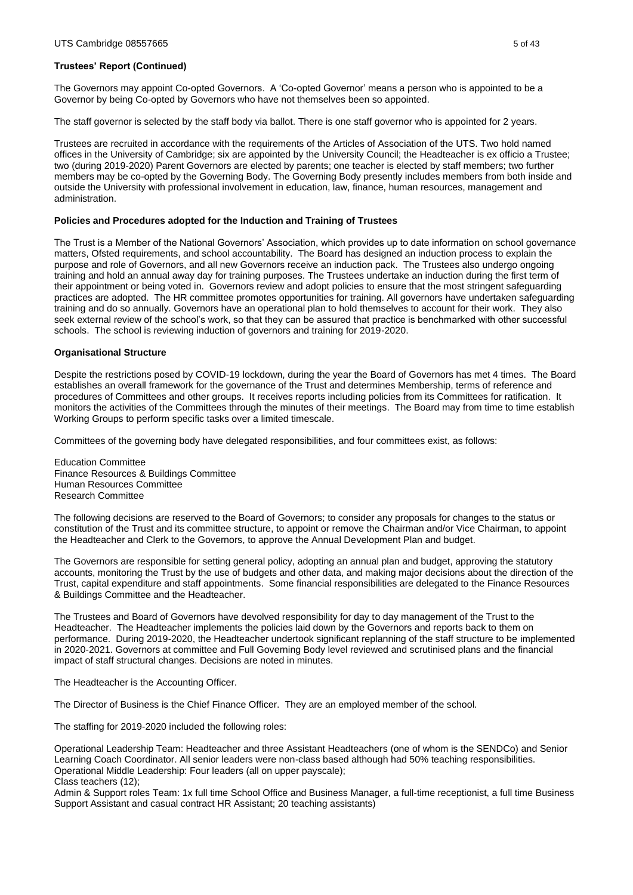**Trustees' Report (Continued)**

The Governors may appoint Co-opted Governors. A 'Co-opted Governor' means a person who is appointed to be a Governor by being Co-opted by Governors who have not themselves been so appointed.

The staff governor is selected by the staff body via ballot. There is one staff governor who is appointed for 2 years.

Trustees are recruited in accordance with the requirements of the Articles of Association of the UTS. Two hold named offices in the University of Cambridge; six are appointed by the University Council; the Headteacher is ex officio a Trustee; two (during 2019-2020) Parent Governors are elected by parents; one teacher is elected by staff members; two further members may be co-opted by the Governing Body. The Governing Body presently includes members from both inside and outside the University with professional involvement in education, law, finance, human resources, management and administration.

**Policies and Procedures adopted for the Induction and Training of Trustees**

The Trust is a Member of the National Governors' Association, which provides up to date information on school governance matters, Ofsted requirements, and school accountability. The Board has designed an induction process to explain the purpose and role of Governors, and all new Governors receive an induction pack. The Trustees also undergo ongoing training and hold an annual away day for training purposes. The Trustees undertake an induction during the first term of their appointment or being voted in. Governors review and adopt policies to ensure that the most stringent safeguarding practices are adopted. The HR committee promotes opportunities for training. All governors have undertaken safeguarding training and do so annually. Governors have an operational plan to hold themselves to account for their work. They also seek external review of the school's work, so that they can be assured that practice is benchmarked with other successful schools. The school is reviewing induction of governors and training for 2019-2020.

**Organisational Structure**

Despite the restrictions posed by COVID-19 lockdown, during the year the Board of Governors has met 4 times. The Board establishes an overall framework for the governance of the Trust and determines Membership, terms of reference and procedures of Committees and other groups. It receives reports including policies from its Committees for ratification. It monitors the activities of the Committees through the minutes of their meetings. The Board may from time to time establish Working Groups to perform specific tasks over a limited timescale.

Committees of the governing body have delegated responsibilities, and four committees exist, as follows:

Education Committee
Finance Resources & Buildings Committee
Human Resources Committee
Research Committee

The following decisions are reserved to the Board of Governors; to consider any proposals for changes to the status or constitution of the Trust and its committee structure, to appoint or remove the Chairman and/or Vice Chairman, to appoint the Headteacher and Clerk to the Governors, to approve the Annual Development Plan and budget.

The Governors are responsible for setting general policy, adopting an annual plan and budget, approving the statutory accounts, monitoring the Trust by the use of budgets and other data, and making major decisions about the direction of the Trust, capital expenditure and staff appointments. Some financial responsibilities are delegated to the Finance Resources & Buildings Committee and the Headteacher.

The Trustees and Board of Governors have devolved responsibility for day to day management of the Trust to the Headteacher. The Headteacher implements the policies laid down by the Governors and reports back to them on performance. During 2019-2020, the Headteacher undertook significant replanning of the staff structure to be implemented in 2020-2021. Governors at committee and Full Governing Body level reviewed and scrutinised plans and the financial impact of staff structural changes. Decisions are noted in minutes.

The Headteacher is the Accounting Officer.

The Director of Business is the Chief Finance Officer. They are an employed member of the school.

The staffing for 2019-2020 included the following roles:

Operational Leadership Team: Headteacher and three Assistant Headteachers (one of whom is the SENDCo) and Senior Learning Coach Coordinator. All senior leaders were non-class based although had 50% teaching responsibilities.
Operational Middle Leadership: Four leaders (all on upper payscale);
Class teachers (12);
Admin & Support roles Team: 1x full time School Office and Business Manager, a full-time receptionist, a full time Business Support Assistant and casual contract HR Assistant; 20 teaching assistants)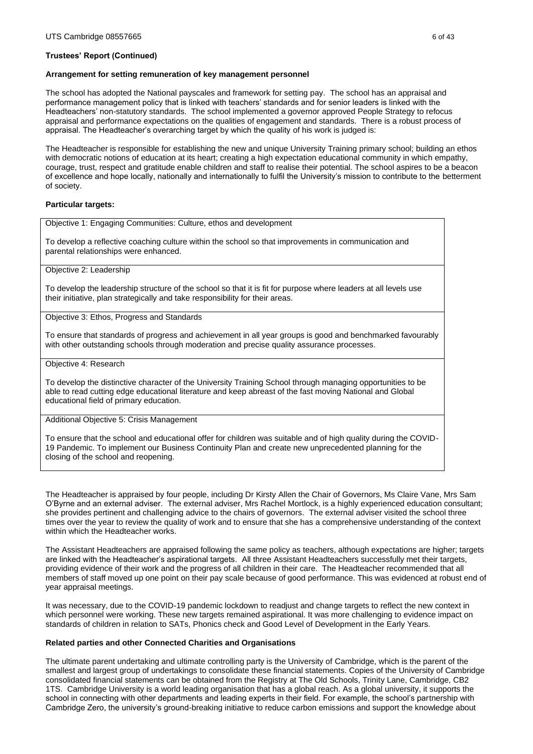**Trustees' Report (Continued)**

**Arrangement for setting remuneration of key management personnel**

The school has adopted the National payscales and framework for setting pay. The school has an appraisal and performance management policy that is linked with teachers' standards and for senior leaders is linked with the Headteachers' non-statutory standards. The school implemented a governor approved People Strategy to refocus appraisal and performance expectations on the qualities of engagement and standards. There is a robust process of appraisal. The Headteacher's overarching target by which the quality of his work is judged is:

The Headteacher is responsible for establishing the new and unique University Training primary school; building an ethos with democratic notions of education at its heart; creating a high expectation educational community in which empathy, courage, trust, respect and gratitude enable children and staff to realise their potential. The school aspires to be a beacon of excellence and hope locally, nationally and internationally to fulfil the University's mission to contribute to the betterment of society.

**Particular targets:**

| Objective 1: Engaging Communities: Culture, ethos and development<br><br>To develop a reflective coaching culture within the school so that improvements in communication and parental relationships were enhanced. |
|---|
| Objective 2: Leadership<br><br>To develop the leadership structure of the school so that it is fit for purpose where leaders at all levels use their initiative, plan strategically and take responsibility for their areas. |
| Objective 3: Ethos, Progress and Standards<br><br>To ensure that standards of progress and achievement in all year groups is good and benchmarked favourably with other outstanding schools through moderation and precise quality assurance processes. |
| Objective 4: Research<br><br>To develop the distinctive character of the University Training School through managing opportunities to be able to read cutting edge educational literature and keep abreast of the fast moving National and Global educational field of primary education. |
| Additional Objective 5: Crisis Management<br><br>To ensure that the school and educational offer for children was suitable and of high quality during the COVID-19 Pandemic. To implement our Business Continuity Plan and create new unprecedented planning for the closing of the school and reopening. |

The Headteacher is appraised by four people, including Dr Kirsty Allen the Chair of Governors, Ms Claire Vane, Mrs Sam O'Byrne and an external adviser. The external adviser, Mrs Rachel Mortlock, is a highly experienced education consultant; she provides pertinent and challenging advice to the chairs of governors. The external adviser visited the school three times over the year to review the quality of work and to ensure that she has a comprehensive understanding of the context within which the Headteacher works.

The Assistant Headteachers are appraised following the same policy as teachers, although expectations are higher; targets are linked with the Headteacher's aspirational targets. All three Assistant Headteachers successfully met their targets, providing evidence of their work and the progress of all children in their care. The Headteacher recommended that all members of staff moved up one point on their pay scale because of good performance. This was evidenced at robust end of year appraisal meetings.

It was necessary, due to the COVID-19 pandemic lockdown to readjust and change targets to reflect the new context in which personnel were working. These new targets remained aspirational. It was more challenging to evidence impact on standards of children in relation to SATs, Phonics check and Good Level of Development in the Early Years.

**Related parties and other Connected Charities and Organisations**

The ultimate parent undertaking and ultimate controlling party is the University of Cambridge, which is the parent of the smallest and largest group of undertakings to consolidate these financial statements. Copies of the University of Cambridge consolidated financial statements can be obtained from the Registry at The Old Schools, Trinity Lane, Cambridge, CB2 1TS. Cambridge University is a world leading organisation that has a global reach. As a global university, it supports the school in connecting with other departments and leading experts in their field. For example, the school's partnership with Cambridge Zero, the university's ground-breaking initiative to reduce carbon emissions and support the knowledge about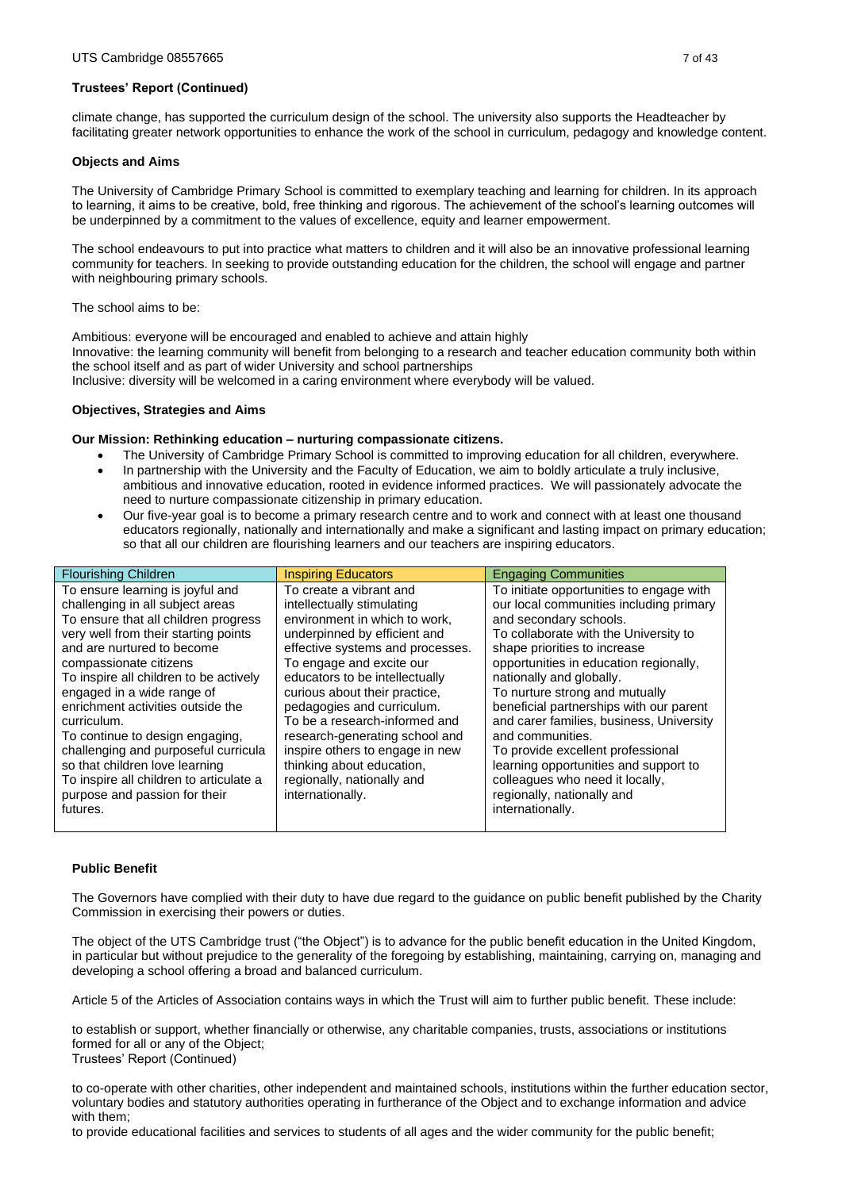## Trustees' Report (Continued)

climate change, has supported the curriculum design of the school. The university also supports the Headteacher by facilitating greater network opportunities to enhance the work of the school in curriculum, pedagogy and knowledge content.

### Objects and Aims

The University of Cambridge Primary School is committed to exemplary teaching and learning for children. In its approach to learning, it aims to be creative, bold, free thinking and rigorous. The achievement of the school's learning outcomes will be underpinned by a commitment to the values of excellence, equity and learner empowerment.

The school endeavours to put into practice what matters to children and it will also be an innovative professional learning community for teachers. In seeking to provide outstanding education for the children, the school will engage and partner with neighbouring primary schools.

The school aims to be:

Ambitious: everyone will be encouraged and enabled to achieve and attain highly
Innovative: the learning community will benefit from belonging to a research and teacher education community both within the school itself and as part of wider University and school partnerships
Inclusive: diversity will be welcomed in a caring environment where everybody will be valued.

### Objectives, Strategies and Aims

**Our Mission: Rethinking education – nurturing compassionate citizens.**

- The University of Cambridge Primary School is committed to improving education for all children, everywhere.
- In partnership with the University and the Faculty of Education, we aim to boldly articulate a truly inclusive, ambitious and innovative education, rooted in evidence informed practices. We will passionately advocate the need to nurture compassionate citizenship in primary education.
- Our five-year goal is to become a primary research centre and to work and connect with at least one thousand educators regionally, nationally and internationally and make a significant and lasting impact on primary education; so that all our children are flourishing learners and our teachers are inspiring educators.

| Flourishing Children | Inspiring Educators | Engaging Communities |
|---|---|---|
| To ensure learning is joyful and challenging in all subject areas<br>To ensure that all children progress very well from their starting points and are nurtured to become compassionate citizens<br>To inspire all children to be actively engaged in a wide range of enrichment activities outside the curriculum.<br>To continue to design engaging, challenging and purposeful curricula so that children love learning<br>To inspire all children to articulate a purpose and passion for their futures. | To create a vibrant and intellectually stimulating environment in which to work, underpinned by efficient and effective systems and processes.<br>To engage and excite our educators to be intellectually curious about their practice, pedagogies and curriculum.<br>To be a research-informed and research-generating school and inspire others to engage in new thinking about education, regionally, nationally and internationally. | To initiate opportunities to engage with our local communities including primary and secondary schools.<br>To collaborate with the University to shape priorities to increase opportunities in education regionally, nationally and globally.<br>To nurture strong and mutually beneficial partnerships with our parent and carer families, business, University and communities.<br>To provide excellent professional learning opportunities and support to colleagues who need it locally, regionally, nationally and internationally. |

### Public Benefit

The Governors have complied with their duty to have due regard to the guidance on public benefit published by the Charity Commission in exercising their powers or duties.

The object of the UTS Cambridge trust ("the Object") is to advance for the public benefit education in the United Kingdom, in particular but without prejudice to the generality of the foregoing by establishing, maintaining, carrying on, managing and developing a school offering a broad and balanced curriculum.

Article 5 of the Articles of Association contains ways in which the Trust will aim to further public benefit. These include:

to establish or support, whether financially or otherwise, any charitable companies, trusts, associations or institutions formed for all or any of the Object;
Trustees' Report (Continued)

to co-operate with other charities, other independent and maintained schools, institutions within the further education sector, voluntary bodies and statutory authorities operating in furtherance of the Object and to exchange information and advice with them;
to provide educational facilities and services to students of all ages and the wider community for the public benefit;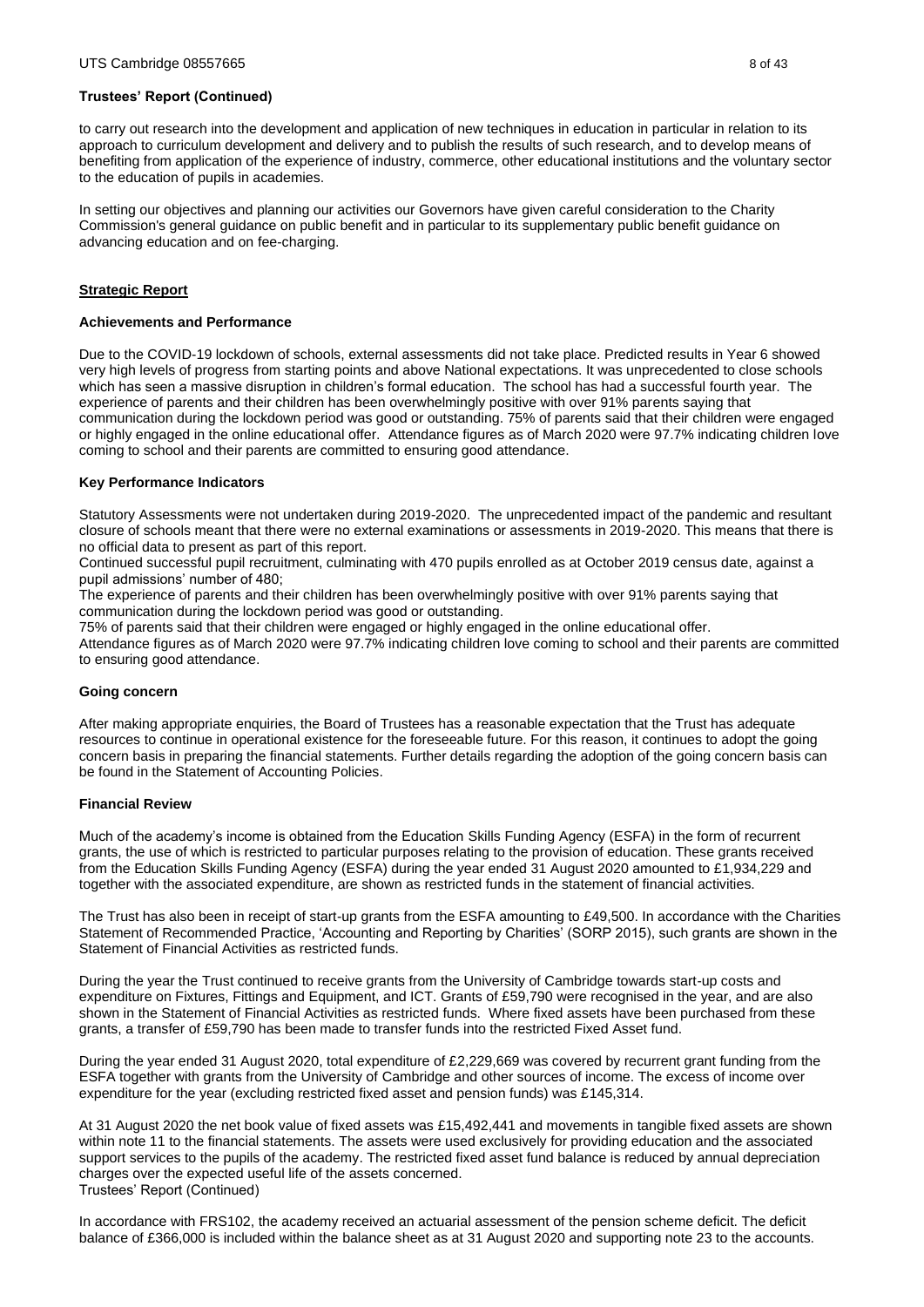**Trustees' Report (Continued)**

to carry out research into the development and application of new techniques in education in particular in relation to its approach to curriculum development and delivery and to publish the results of such research, and to develop means of benefiting from application of the experience of industry, commerce, other educational institutions and the voluntary sector to the education of pupils in academies.

In setting our objectives and planning our activities our Governors have given careful consideration to the Charity Commission's general guidance on public benefit and in particular to its supplementary public benefit guidance on advancing education and on fee-charging.

## Strategic Report

### Achievements and Performance

Due to the COVID-19 lockdown of schools, external assessments did not take place. Predicted results in Year 6 showed very high levels of progress from starting points and above National expectations. It was unprecedented to close schools which has seen a massive disruption in children's formal education. The school has had a successful fourth year. The experience of parents and their children has been overwhelmingly positive with over 91% parents saying that communication during the lockdown period was good or outstanding. 75% of parents said that their children were engaged or highly engaged in the online educational offer. Attendance figures as of March 2020 were 97.7% indicating children love coming to school and their parents are committed to ensuring good attendance.

### Key Performance Indicators

Statutory Assessments were not undertaken during 2019-2020. The unprecedented impact of the pandemic and resultant closure of schools meant that there were no external examinations or assessments in 2019-2020. This means that there is no official data to present as part of this report.

Continued successful pupil recruitment, culminating with 470 pupils enrolled as at October 2019 census date, against a pupil admissions' number of 480;

The experience of parents and their children has been overwhelmingly positive with over 91% parents saying that communication during the lockdown period was good or outstanding.

75% of parents said that their children were engaged or highly engaged in the online educational offer.

Attendance figures as of March 2020 were 97.7% indicating children love coming to school and their parents are committed to ensuring good attendance.

### Going concern

After making appropriate enquiries, the Board of Trustees has a reasonable expectation that the Trust has adequate resources to continue in operational existence for the foreseeable future. For this reason, it continues to adopt the going concern basis in preparing the financial statements. Further details regarding the adoption of the going concern basis can be found in the Statement of Accounting Policies.

### Financial Review

Much of the academy's income is obtained from the Education Skills Funding Agency (ESFA) in the form of recurrent grants, the use of which is restricted to particular purposes relating to the provision of education. These grants received from the Education Skills Funding Agency (ESFA) during the year ended 31 August 2020 amounted to £1,934,229 and together with the associated expenditure, are shown as restricted funds in the statement of financial activities.

The Trust has also been in receipt of start-up grants from the ESFA amounting to £49,500. In accordance with the Charities Statement of Recommended Practice, 'Accounting and Reporting by Charities' (SORP 2015), such grants are shown in the Statement of Financial Activities as restricted funds.

During the year the Trust continued to receive grants from the University of Cambridge towards start-up costs and expenditure on Fixtures, Fittings and Equipment, and ICT. Grants of £59,790 were recognised in the year, and are also shown in the Statement of Financial Activities as restricted funds. Where fixed assets have been purchased from these grants, a transfer of £59,790 has been made to transfer funds into the restricted Fixed Asset fund.

During the year ended 31 August 2020, total expenditure of £2,229,669 was covered by recurrent grant funding from the ESFA together with grants from the University of Cambridge and other sources of income. The excess of income over expenditure for the year (excluding restricted fixed asset and pension funds) was £145,314.

At 31 August 2020 the net book value of fixed assets was £15,492,441 and movements in tangible fixed assets are shown within note 11 to the financial statements. The assets were used exclusively for providing education and the associated support services to the pupils of the academy. The restricted fixed asset fund balance is reduced by annual depreciation charges over the expected useful life of the assets concerned.

Trustees' Report (Continued)

In accordance with FRS102, the academy received an actuarial assessment of the pension scheme deficit. The deficit balance of £366,000 is included within the balance sheet as at 31 August 2020 and supporting note 23 to the accounts.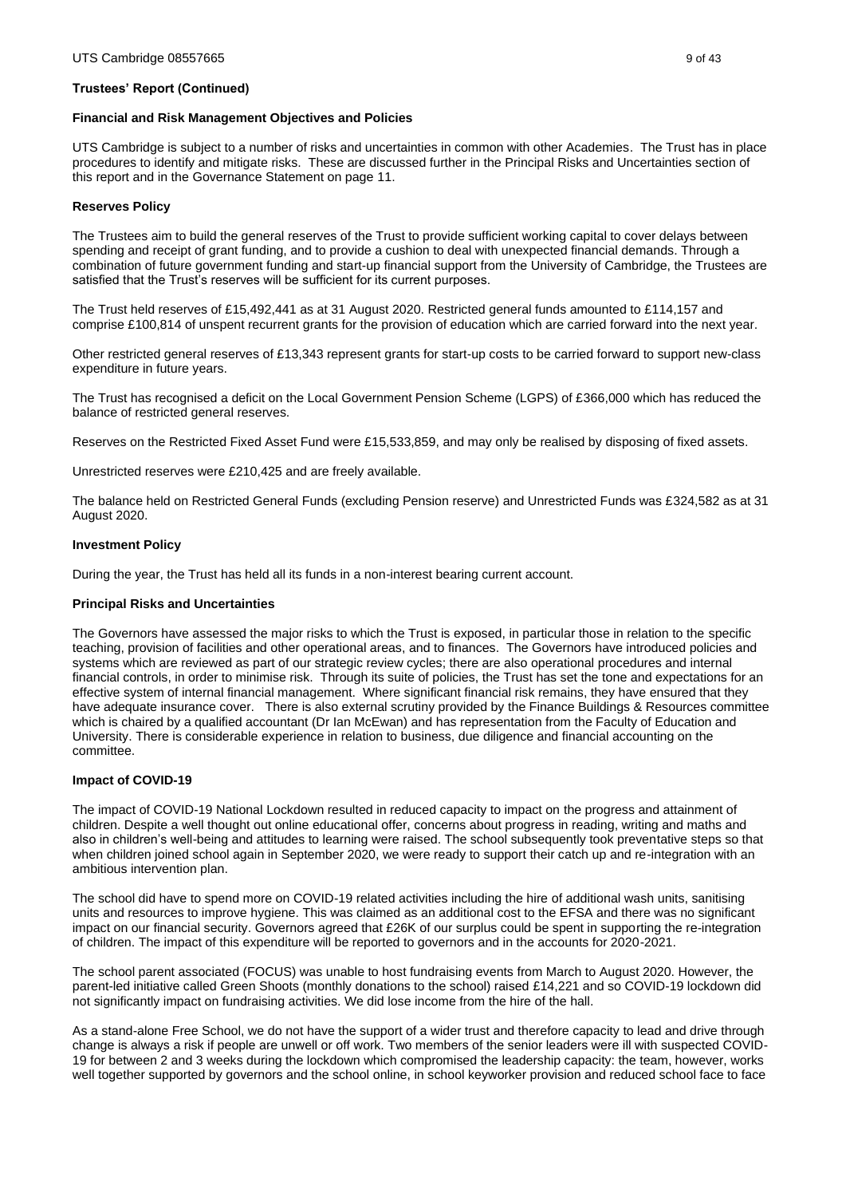**Trustees' Report (Continued)**

**Financial and Risk Management Objectives and Policies**

UTS Cambridge is subject to a number of risks and uncertainties in common with other Academies. The Trust has in place procedures to identify and mitigate risks. These are discussed further in the Principal Risks and Uncertainties section of this report and in the Governance Statement on page 11.

**Reserves Policy**

The Trustees aim to build the general reserves of the Trust to provide sufficient working capital to cover delays between spending and receipt of grant funding, and to provide a cushion to deal with unexpected financial demands. Through a combination of future government funding and start-up financial support from the University of Cambridge, the Trustees are satisfied that the Trust's reserves will be sufficient for its current purposes.

The Trust held reserves of £15,492,441 as at 31 August 2020. Restricted general funds amounted to £114,157 and comprise £100,814 of unspent recurrent grants for the provision of education which are carried forward into the next year.

Other restricted general reserves of £13,343 represent grants for start-up costs to be carried forward to support new-class expenditure in future years.

The Trust has recognised a deficit on the Local Government Pension Scheme (LGPS) of £366,000 which has reduced the balance of restricted general reserves.

Reserves on the Restricted Fixed Asset Fund were £15,533,859, and may only be realised by disposing of fixed assets.

Unrestricted reserves were £210,425 and are freely available.

The balance held on Restricted General Funds (excluding Pension reserve) and Unrestricted Funds was £324,582 as at 31 August 2020.

**Investment Policy**

During the year, the Trust has held all its funds in a non-interest bearing current account.

**Principal Risks and Uncertainties**

The Governors have assessed the major risks to which the Trust is exposed, in particular those in relation to the specific teaching, provision of facilities and other operational areas, and to finances. The Governors have introduced policies and systems which are reviewed as part of our strategic review cycles; there are also operational procedures and internal financial controls, in order to minimise risk. Through its suite of policies, the Trust has set the tone and expectations for an effective system of internal financial management. Where significant financial risk remains, they have ensured that they have adequate insurance cover. There is also external scrutiny provided by the Finance Buildings & Resources committee which is chaired by a qualified accountant (Dr Ian McEwan) and has representation from the Faculty of Education and University. There is considerable experience in relation to business, due diligence and financial accounting on the committee.

**Impact of COVID-19**

The impact of COVID-19 National Lockdown resulted in reduced capacity to impact on the progress and attainment of children. Despite a well thought out online educational offer, concerns about progress in reading, writing and maths and also in children's well-being and attitudes to learning were raised. The school subsequently took preventative steps so that when children joined school again in September 2020, we were ready to support their catch up and re-integration with an ambitious intervention plan.

The school did have to spend more on COVID-19 related activities including the hire of additional wash units, sanitising units and resources to improve hygiene. This was claimed as an additional cost to the EFSA and there was no significant impact on our financial security. Governors agreed that £26K of our surplus could be spent in supporting the re-integration of children. The impact of this expenditure will be reported to governors and in the accounts for 2020-2021.

The school parent associated (FOCUS) was unable to host fundraising events from March to August 2020. However, the parent-led initiative called Green Shoots (monthly donations to the school) raised £14,221 and so COVID-19 lockdown did not significantly impact on fundraising activities. We did lose income from the hire of the hall.

As a stand-alone Free School, we do not have the support of a wider trust and therefore capacity to lead and drive through change is always a risk if people are unwell or off work. Two members of the senior leaders were ill with suspected COVID-19 for between 2 and 3 weeks during the lockdown which compromised the leadership capacity: the team, however, works well together supported by governors and the school online, in school keyworker provision and reduced school face to face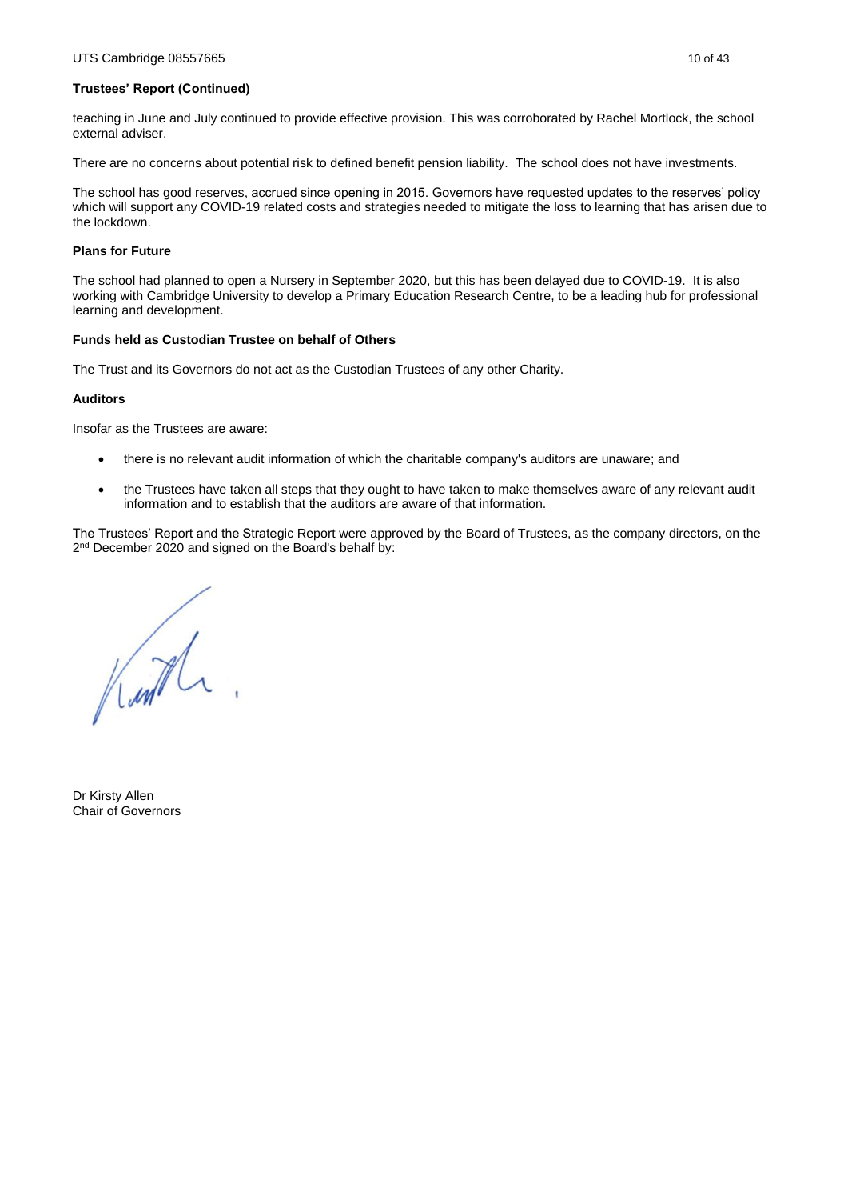## Trustees' Report (Continued)

teaching in June and July continued to provide effective provision. This was corroborated by Rachel Mortlock, the school external adviser.

There are no concerns about potential risk to defined benefit pension liability. The school does not have investments.

The school has good reserves, accrued since opening in 2015. Governors have requested updates to the reserves' policy which will support any COVID-19 related costs and strategies needed to mitigate the loss to learning that has arisen due to the lockdown.

### Plans for Future

The school had planned to open a Nursery in September 2020, but this has been delayed due to COVID-19. It is also working with Cambridge University to develop a Primary Education Research Centre, to be a leading hub for professional learning and development.

### Funds held as Custodian Trustee on behalf of Others

The Trust and its Governors do not act as the Custodian Trustees of any other Charity.

### Auditors

Insofar as the Trustees are aware:

- there is no relevant audit information of which the charitable company's auditors are unaware; and
- the Trustees have taken all steps that they ought to have taken to make themselves aware of any relevant audit information and to establish that the auditors are aware of that information.

The Trustees' Report and the Strategic Report were approved by the Board of Trustees, as the company directors, on the 2nd December 2020 and signed on the Board's behalf by:

Dr Kirsty Allen
Chair of Governors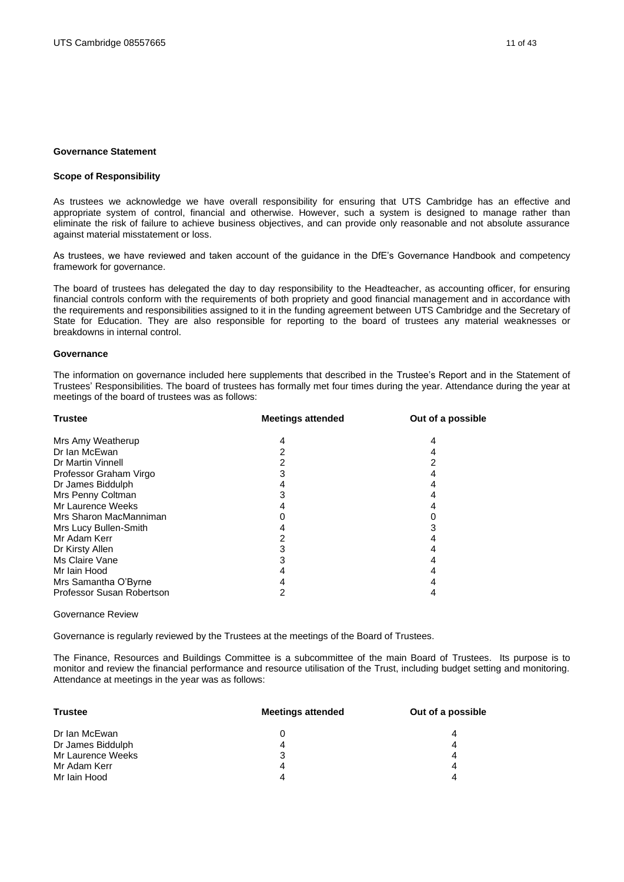## Governance Statement

### Scope of Responsibility

As trustees we acknowledge we have overall responsibility for ensuring that UTS Cambridge has an effective and appropriate system of control, financial and otherwise. However, such a system is designed to manage rather than eliminate the risk of failure to achieve business objectives, and can provide only reasonable and not absolute assurance against material misstatement or loss.

As trustees, we have reviewed and taken account of the guidance in the DfE's Governance Handbook and competency framework for governance.

The board of trustees has delegated the day to day responsibility to the Headteacher, as accounting officer, for ensuring financial controls conform with the requirements of both propriety and good financial management and in accordance with the requirements and responsibilities assigned to it in the funding agreement between UTS Cambridge and the Secretary of State for Education. They are also responsible for reporting to the board of trustees any material weaknesses or breakdowns in internal control.

### Governance

The information on governance included here supplements that described in the Trustee's Report and in the Statement of Trustees' Responsibilities. The board of trustees has formally met four times during the year. Attendance during the year at meetings of the board of trustees was as follows:

| Trustee | Meetings attended | Out of a possible |
|---|---|---|
| Mrs Amy Weatherup | 4 | 4 |
| Dr Ian McEwan | 2 | 4 |
| Dr Martin Vinnell | 2 | 2 |
| Professor Graham Virgo | 3 | 4 |
| Dr James Biddulph | 4 | 4 |
| Mrs Penny Coltman | 3 | 4 |
| Mr Laurence Weeks | 4 | 4 |
| Mrs Sharon MacManniman | 0 | 0 |
| Mrs Lucy Bullen-Smith | 4 | 3 |
| Mr Adam Kerr | 2 | 4 |
| Dr Kirsty Allen | 3 | 4 |
| Ms Claire Vane | 3 | 4 |
| Mr Iain Hood | 4 | 4 |
| Mrs Samantha O'Byrne | 4 | 4 |
| Professor Susan Robertson | 2 | 4 |

Governance Review

Governance is regularly reviewed by the Trustees at the meetings of the Board of Trustees.

The Finance, Resources and Buildings Committee is a subcommittee of the main Board of Trustees. Its purpose is to monitor and review the financial performance and resource utilisation of the Trust, including budget setting and monitoring. Attendance at meetings in the year was as follows:

| Trustee | Meetings attended | Out of a possible |
|---|---|---|
| Dr Ian McEwan | 0 | 4 |
| Dr James Biddulph | 4 | 4 |
| Mr Laurence Weeks | 3 | 4 |
| Mr Adam Kerr | 4 | 4 |
| Mr Iain Hood | 4 | 4 |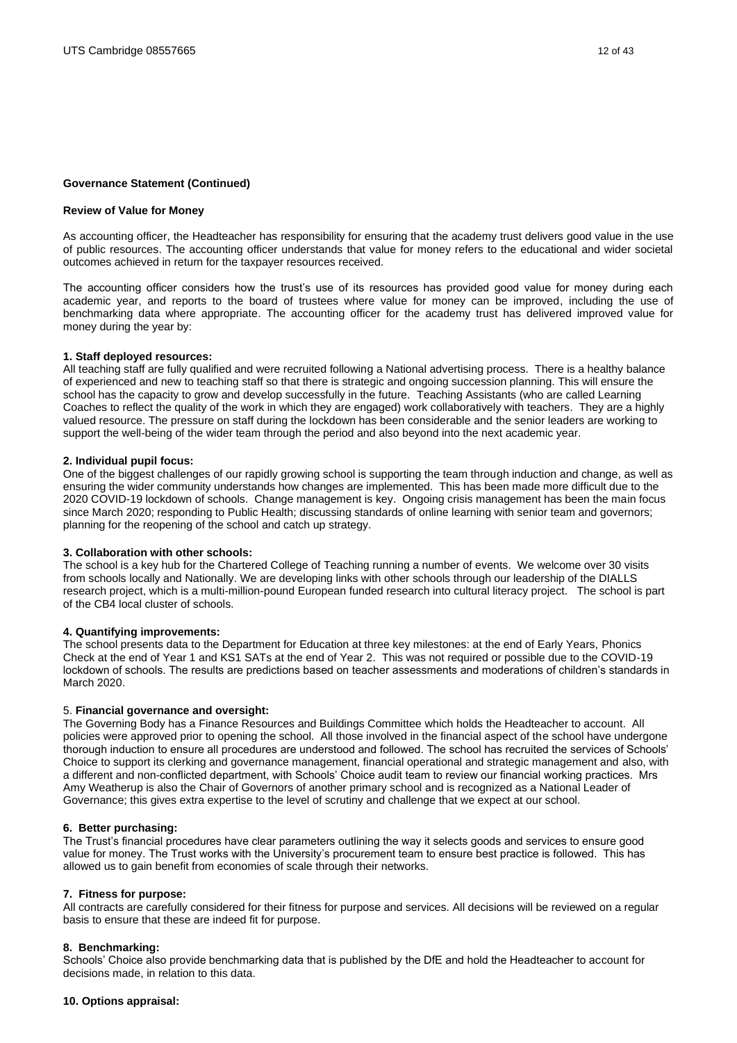**Governance Statement (Continued)**

**Review of Value for Money**

As accounting officer, the Headteacher has responsibility for ensuring that the academy trust delivers good value in the use of public resources. The accounting officer understands that value for money refers to the educational and wider societal outcomes achieved in return for the taxpayer resources received.

The accounting officer considers how the trust's use of its resources has provided good value for money during each academic year, and reports to the board of trustees where value for money can be improved, including the use of benchmarking data where appropriate. The accounting officer for the academy trust has delivered improved value for money during the year by:

**1. Staff deployed resources:**
All teaching staff are fully qualified and were recruited following a National advertising process. There is a healthy balance of experienced and new to teaching staff so that there is strategic and ongoing succession planning. This will ensure the school has the capacity to grow and develop successfully in the future. Teaching Assistants (who are called Learning Coaches to reflect the quality of the work in which they are engaged) work collaboratively with teachers. They are a highly valued resource. The pressure on staff during the lockdown has been considerable and the senior leaders are working to support the well-being of the wider team through the period and also beyond into the next academic year.

**2. Individual pupil focus:**
One of the biggest challenges of our rapidly growing school is supporting the team through induction and change, as well as ensuring the wider community understands how changes are implemented. This has been made more difficult due to the 2020 COVID-19 lockdown of schools. Change management is key. Ongoing crisis management has been the main focus since March 2020; responding to Public Health; discussing standards of online learning with senior team and governors; planning for the reopening of the school and catch up strategy.

**3. Collaboration with other schools:**
The school is a key hub for the Chartered College of Teaching running a number of events. We welcome over 30 visits from schools locally and Nationally. We are developing links with other schools through our leadership of the DIALLS research project, which is a multi-million-pound European funded research into cultural literacy project. The school is part of the CB4 local cluster of schools.

**4. Quantifying improvements:**
The school presents data to the Department for Education at three key milestones: at the end of Early Years, Phonics Check at the end of Year 1 and KS1 SATs at the end of Year 2. This was not required or possible due to the COVID-19 lockdown of schools. The results are predictions based on teacher assessments and moderations of children's standards in March 2020.

5. **Financial governance and oversight:**
The Governing Body has a Finance Resources and Buildings Committee which holds the Headteacher to account. All policies were approved prior to opening the school. All those involved in the financial aspect of the school have undergone thorough induction to ensure all procedures are understood and followed. The school has recruited the services of Schools' Choice to support its clerking and governance management, financial operational and strategic management and also, with a different and non-conflicted department, with Schools' Choice audit team to review our financial working practices. Mrs Amy Weatherup is also the Chair of Governors of another primary school and is recognized as a National Leader of Governance; this gives extra expertise to the level of scrutiny and challenge that we expect at our school.

**6. Better purchasing:**
The Trust's financial procedures have clear parameters outlining the way it selects goods and services to ensure good value for money. The Trust works with the University's procurement team to ensure best practice is followed. This has allowed us to gain benefit from economies of scale through their networks.

**7. Fitness for purpose:**
All contracts are carefully considered for their fitness for purpose and services. All decisions will be reviewed on a regular basis to ensure that these are indeed fit for purpose.

**8. Benchmarking:**
Schools' Choice also provide benchmarking data that is published by the DfE and hold the Headteacher to account for decisions made, in relation to this data.

**10. Options appraisal:**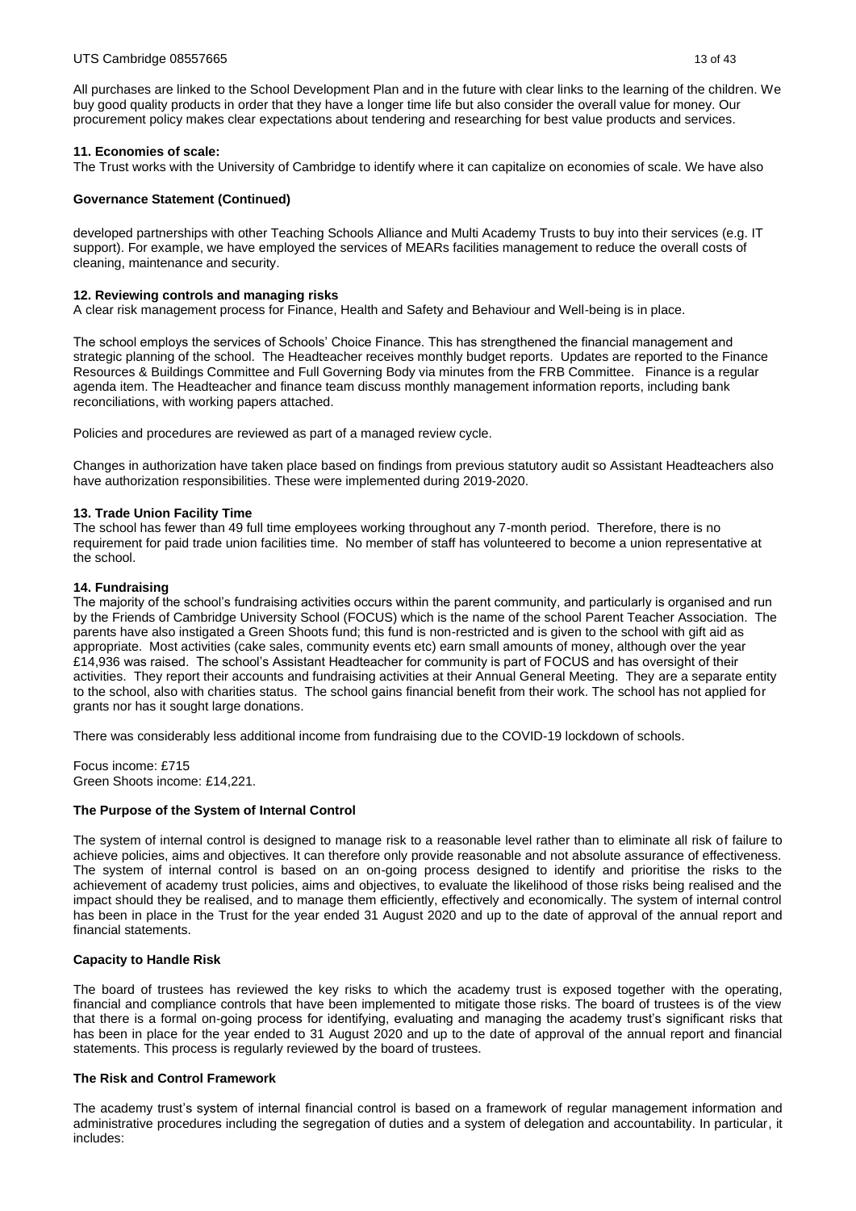All purchases are linked to the School Development Plan and in the future with clear links to the learning of the children. We buy good quality products in order that they have a longer time life but also consider the overall value for money. Our procurement policy makes clear expectations about tendering and researching for best value products and services.

**11. Economies of scale:**

The Trust works with the University of Cambridge to identify where it can capitalize on economies of scale. We have also

**Governance Statement (Continued)**

developed partnerships with other Teaching Schools Alliance and Multi Academy Trusts to buy into their services (e.g. IT support). For example, we have employed the services of MEARs facilities management to reduce the overall costs of cleaning, maintenance and security.

**12. Reviewing controls and managing risks**

A clear risk management process for Finance, Health and Safety and Behaviour and Well-being is in place.

The school employs the services of Schools' Choice Finance. This has strengthened the financial management and strategic planning of the school. The Headteacher receives monthly budget reports. Updates are reported to the Finance Resources & Buildings Committee and Full Governing Body via minutes from the FRB Committee. Finance is a regular agenda item. The Headteacher and finance team discuss monthly management information reports, including bank reconciliations, with working papers attached.

Policies and procedures are reviewed as part of a managed review cycle.

Changes in authorization have taken place based on findings from previous statutory audit so Assistant Headteachers also have authorization responsibilities. These were implemented during 2019-2020.

**13. Trade Union Facility Time**

The school has fewer than 49 full time employees working throughout any 7-month period. Therefore, there is no requirement for paid trade union facilities time. No member of staff has volunteered to become a union representative at the school.

**14. Fundraising**

The majority of the school's fundraising activities occurs within the parent community, and particularly is organised and run by the Friends of Cambridge University School (FOCUS) which is the name of the school Parent Teacher Association. The parents have also instigated a Green Shoots fund; this fund is non-restricted and is given to the school with gift aid as appropriate. Most activities (cake sales, community events etc) earn small amounts of money, although over the year £14,936 was raised. The school's Assistant Headteacher for community is part of FOCUS and has oversight of their activities. They report their accounts and fundraising activities at their Annual General Meeting. They are a separate entity to the school, also with charities status. The school gains financial benefit from their work. The school has not applied for grants nor has it sought large donations.

There was considerably less additional income from fundraising due to the COVID-19 lockdown of schools.

Focus income: £715
Green Shoots income: £14,221.

**The Purpose of the System of Internal Control**

The system of internal control is designed to manage risk to a reasonable level rather than to eliminate all risk of failure to achieve policies, aims and objectives. It can therefore only provide reasonable and not absolute assurance of effectiveness. The system of internal control is based on an on-going process designed to identify and prioritise the risks to the achievement of academy trust policies, aims and objectives, to evaluate the likelihood of those risks being realised and the impact should they be realised, and to manage them efficiently, effectively and economically. The system of internal control has been in place in the Trust for the year ended 31 August 2020 and up to the date of approval of the annual report and financial statements.

**Capacity to Handle Risk**

The board of trustees has reviewed the key risks to which the academy trust is exposed together with the operating, financial and compliance controls that have been implemented to mitigate those risks. The board of trustees is of the view that there is a formal on-going process for identifying, evaluating and managing the academy trust's significant risks that has been in place for the year ended to 31 August 2020 and up to the date of approval of the annual report and financial statements. This process is regularly reviewed by the board of trustees.

**The Risk and Control Framework**

The academy trust's system of internal financial control is based on a framework of regular management information and administrative procedures including the segregation of duties and a system of delegation and accountability. In particular, it includes: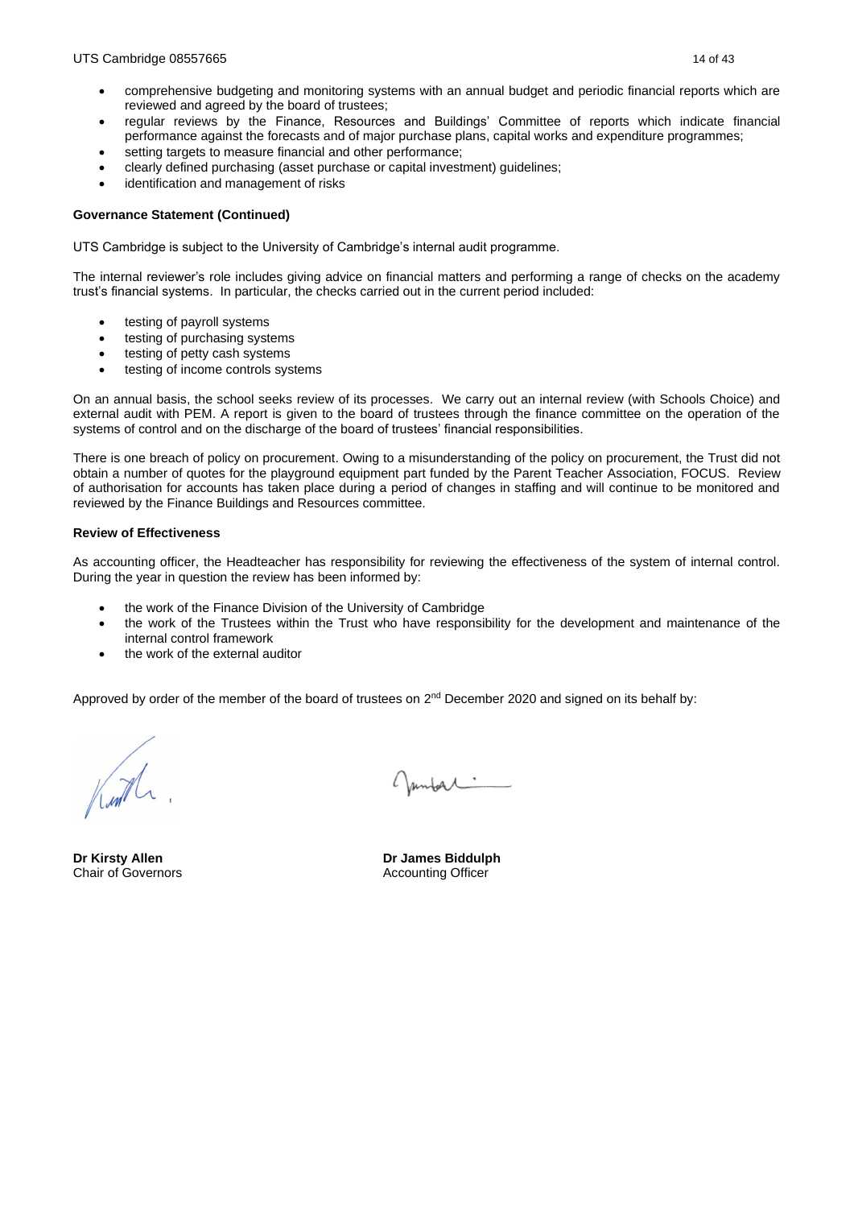- comprehensive budgeting and monitoring systems with an annual budget and periodic financial reports which are reviewed and agreed by the board of trustees;
- regular reviews by the Finance, Resources and Buildings' Committee of reports which indicate financial performance against the forecasts and of major purchase plans, capital works and expenditure programmes;
- setting targets to measure financial and other performance;
- clearly defined purchasing (asset purchase or capital investment) guidelines;
- identification and management of risks

**Governance Statement (Continued)**

UTS Cambridge is subject to the University of Cambridge's internal audit programme.

The internal reviewer's role includes giving advice on financial matters and performing a range of checks on the academy trust's financial systems. In particular, the checks carried out in the current period included:

- testing of payroll systems
- testing of purchasing systems
- testing of petty cash systems
- testing of income controls systems

On an annual basis, the school seeks review of its processes. We carry out an internal review (with Schools Choice) and external audit with PEM. A report is given to the board of trustees through the finance committee on the operation of the systems of control and on the discharge of the board of trustees' financial responsibilities.

There is one breach of policy on procurement. Owing to a misunderstanding of the policy on procurement, the Trust did not obtain a number of quotes for the playground equipment part funded by the Parent Teacher Association, FOCUS. Review of authorisation for accounts has taken place during a period of changes in staffing and will continue to be monitored and reviewed by the Finance Buildings and Resources committee.

**Review of Effectiveness**

As accounting officer, the Headteacher has responsibility for reviewing the effectiveness of the system of internal control. During the year in question the review has been informed by:

- the work of the Finance Division of the University of Cambridge
- the work of the Trustees within the Trust who have responsibility for the development and maintenance of the internal control framework
- the work of the external auditor

Approved by order of the member of the board of trustees on 2nd December 2020 and signed on its behalf by:

**Dr Kirsty Allen**
Chair of Governors

**Dr James Biddulph**
Accounting Officer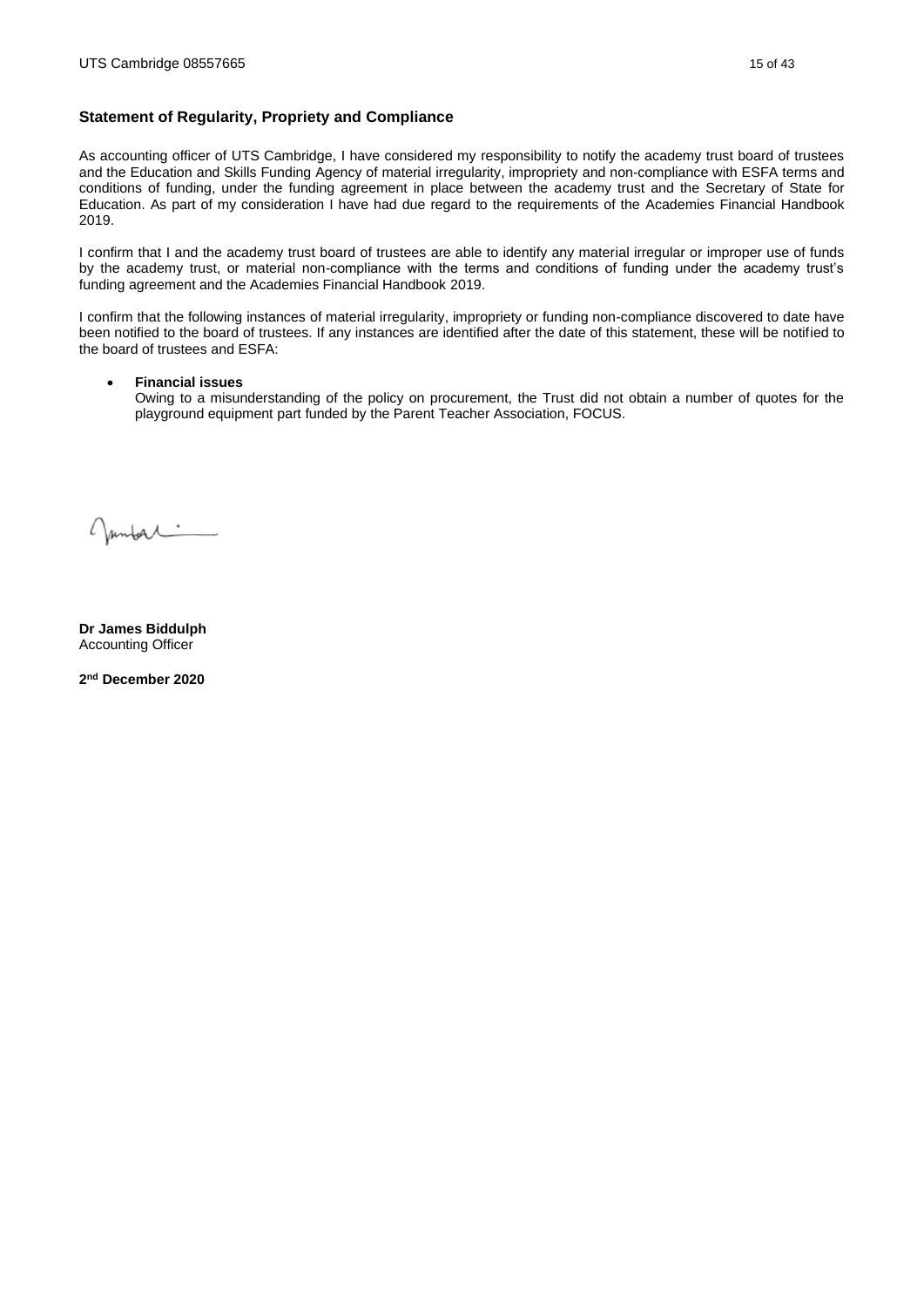## Statement of Regularity, Propriety and Compliance

As accounting officer of UTS Cambridge, I have considered my responsibility to notify the academy trust board of trustees and the Education and Skills Funding Agency of material irregularity, impropriety and non-compliance with ESFA terms and conditions of funding, under the funding agreement in place between the academy trust and the Secretary of State for Education. As part of my consideration I have had due regard to the requirements of the Academies Financial Handbook 2019.

I confirm that I and the academy trust board of trustees are able to identify any material irregular or improper use of funds by the academy trust, or material non-compliance with the terms and conditions of funding under the academy trust's funding agreement and the Academies Financial Handbook 2019.

I confirm that the following instances of material irregularity, impropriety or funding non-compliance discovered to date have been notified to the board of trustees. If any instances are identified after the date of this statement, these will be notified to the board of trustees and ESFA:

- **Financial issues**
  Owing to a misunderstanding of the policy on procurement, the Trust did not obtain a number of quotes for the playground equipment part funded by the Parent Teacher Association, FOCUS.

**Dr James Biddulph**
Accounting Officer

**2nd December 2020**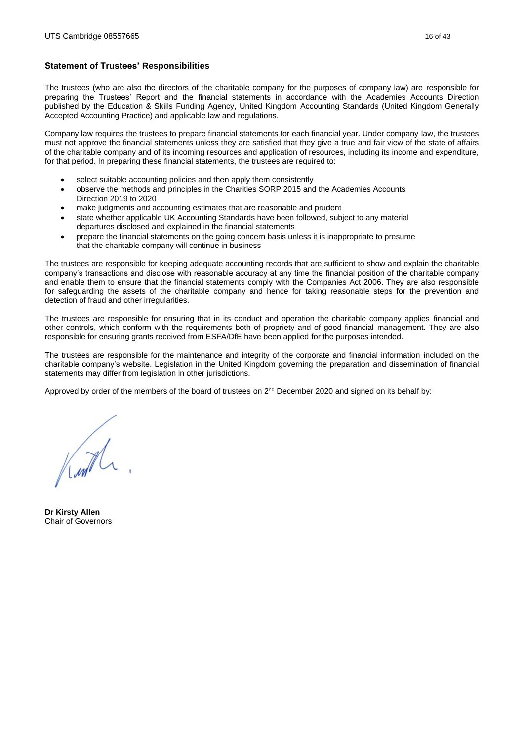## Statement of Trustees' Responsibilities

The trustees (who are also the directors of the charitable company for the purposes of company law) are responsible for preparing the Trustees' Report and the financial statements in accordance with the Academies Accounts Direction published by the Education & Skills Funding Agency, United Kingdom Accounting Standards (United Kingdom Generally Accepted Accounting Practice) and applicable law and regulations.

Company law requires the trustees to prepare financial statements for each financial year. Under company law, the trustees must not approve the financial statements unless they are satisfied that they give a true and fair view of the state of affairs of the charitable company and of its incoming resources and application of resources, including its income and expenditure, for that period. In preparing these financial statements, the trustees are required to:

- select suitable accounting policies and then apply them consistently
- observe the methods and principles in the Charities SORP 2015 and the Academies Accounts Direction 2019 to 2020
- make judgments and accounting estimates that are reasonable and prudent
- state whether applicable UK Accounting Standards have been followed, subject to any material departures disclosed and explained in the financial statements
- prepare the financial statements on the going concern basis unless it is inappropriate to presume that the charitable company will continue in business

The trustees are responsible for keeping adequate accounting records that are sufficient to show and explain the charitable company's transactions and disclose with reasonable accuracy at any time the financial position of the charitable company and enable them to ensure that the financial statements comply with the Companies Act 2006. They are also responsible for safeguarding the assets of the charitable company and hence for taking reasonable steps for the prevention and detection of fraud and other irregularities.

The trustees are responsible for ensuring that in its conduct and operation the charitable company applies financial and other controls, which conform with the requirements both of propriety and of good financial management. They are also responsible for ensuring grants received from ESFA/DfE have been applied for the purposes intended.

The trustees are responsible for the maintenance and integrity of the corporate and financial information included on the charitable company's website. Legislation in the United Kingdom governing the preparation and dissemination of financial statements may differ from legislation in other jurisdictions.

Approved by order of the members of the board of trustees on 2nd December 2020 and signed on its behalf by:

**Dr Kirsty Allen**
Chair of Governors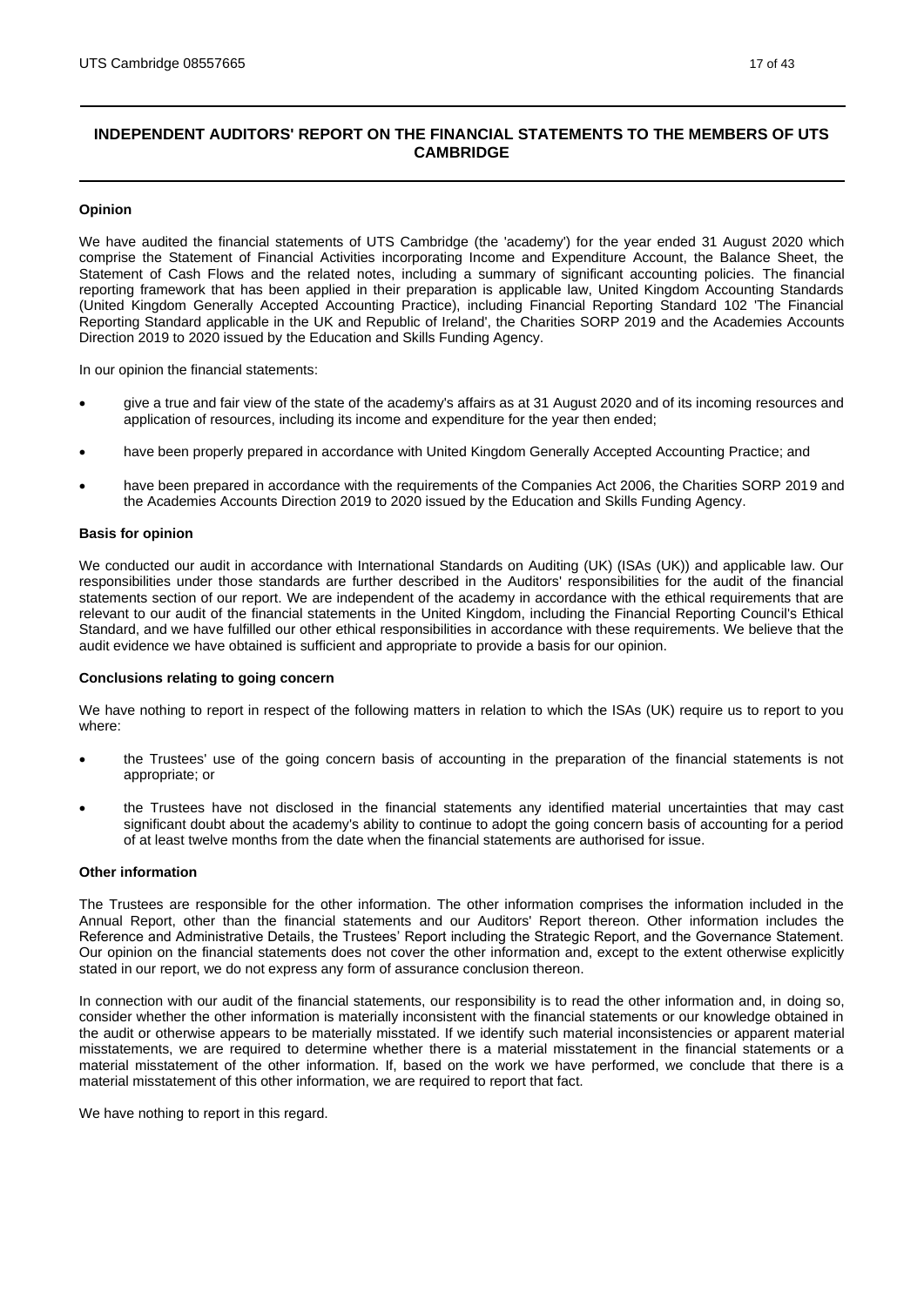# INDEPENDENT AUDITORS' REPORT ON THE FINANCIAL STATEMENTS TO THE MEMBERS OF UTS CAMBRIDGE

**Opinion**

We have audited the financial statements of UTS Cambridge (the 'academy') for the year ended 31 August 2020 which comprise the Statement of Financial Activities incorporating Income and Expenditure Account, the Balance Sheet, the Statement of Cash Flows and the related notes, including a summary of significant accounting policies. The financial reporting framework that has been applied in their preparation is applicable law, United Kingdom Accounting Standards (United Kingdom Generally Accepted Accounting Practice), including Financial Reporting Standard 102 'The Financial Reporting Standard applicable in the UK and Republic of Ireland', the Charities SORP 2019 and the Academies Accounts Direction 2019 to 2020 issued by the Education and Skills Funding Agency.

In our opinion the financial statements:

- give a true and fair view of the state of the academy's affairs as at 31 August 2020 and of its incoming resources and application of resources, including its income and expenditure for the year then ended;
- have been properly prepared in accordance with United Kingdom Generally Accepted Accounting Practice; and
- have been prepared in accordance with the requirements of the Companies Act 2006, the Charities SORP 2019 and the Academies Accounts Direction 2019 to 2020 issued by the Education and Skills Funding Agency.

**Basis for opinion**

We conducted our audit in accordance with International Standards on Auditing (UK) (ISAs (UK)) and applicable law. Our responsibilities under those standards are further described in the Auditors' responsibilities for the audit of the financial statements section of our report. We are independent of the academy in accordance with the ethical requirements that are relevant to our audit of the financial statements in the United Kingdom, including the Financial Reporting Council's Ethical Standard, and we have fulfilled our other ethical responsibilities in accordance with these requirements. We believe that the audit evidence we have obtained is sufficient and appropriate to provide a basis for our opinion.

**Conclusions relating to going concern**

We have nothing to report in respect of the following matters in relation to which the ISAs (UK) require us to report to you where:

- the Trustees' use of the going concern basis of accounting in the preparation of the financial statements is not appropriate; or
- the Trustees have not disclosed in the financial statements any identified material uncertainties that may cast significant doubt about the academy's ability to continue to adopt the going concern basis of accounting for a period of at least twelve months from the date when the financial statements are authorised for issue.

**Other information**

The Trustees are responsible for the other information. The other information comprises the information included in the Annual Report, other than the financial statements and our Auditors' Report thereon. Other information includes the Reference and Administrative Details, the Trustees' Report including the Strategic Report, and the Governance Statement. Our opinion on the financial statements does not cover the other information and, except to the extent otherwise explicitly stated in our report, we do not express any form of assurance conclusion thereon.

In connection with our audit of the financial statements, our responsibility is to read the other information and, in doing so, consider whether the other information is materially inconsistent with the financial statements or our knowledge obtained in the audit or otherwise appears to be materially misstated. If we identify such material inconsistencies or apparent material misstatements, we are required to determine whether there is a material misstatement in the financial statements or a material misstatement of the other information. If, based on the work we have performed, we conclude that there is a material misstatement of this other information, we are required to report that fact.

We have nothing to report in this regard.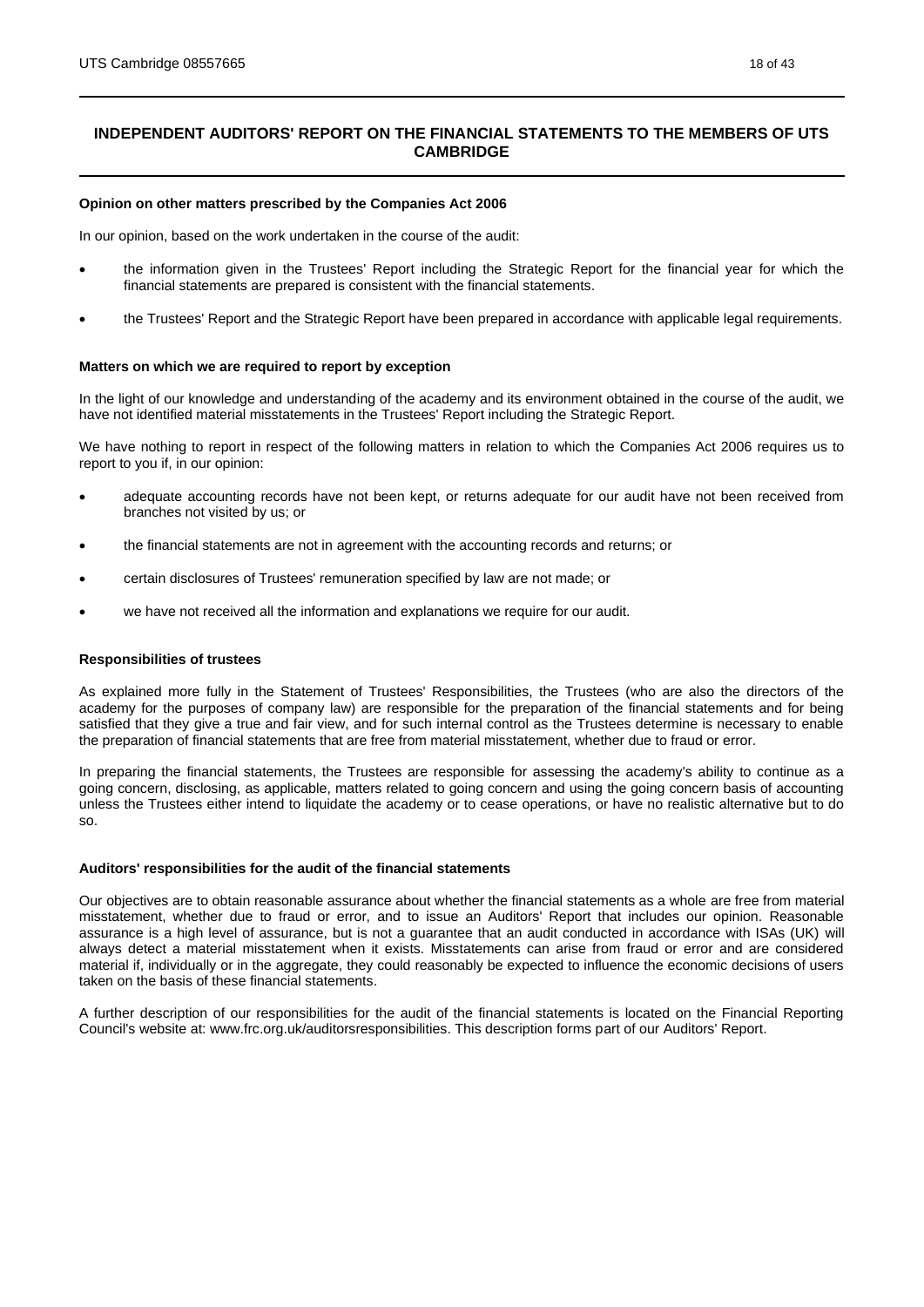## INDEPENDENT AUDITORS' REPORT ON THE FINANCIAL STATEMENTS TO THE MEMBERS OF UTS CAMBRIDGE

**Opinion on other matters prescribed by the Companies Act 2006**

In our opinion, based on the work undertaken in the course of the audit:

- the information given in the Trustees' Report including the Strategic Report for the financial year for which the financial statements are prepared is consistent with the financial statements.
- the Trustees' Report and the Strategic Report have been prepared in accordance with applicable legal requirements.

**Matters on which we are required to report by exception**

In the light of our knowledge and understanding of the academy and its environment obtained in the course of the audit, we have not identified material misstatements in the Trustees' Report including the Strategic Report.

We have nothing to report in respect of the following matters in relation to which the Companies Act 2006 requires us to report to you if, in our opinion:

- adequate accounting records have not been kept, or returns adequate for our audit have not been received from branches not visited by us; or
- the financial statements are not in agreement with the accounting records and returns; or
- certain disclosures of Trustees' remuneration specified by law are not made; or
- we have not received all the information and explanations we require for our audit.

**Responsibilities of trustees**

As explained more fully in the Statement of Trustees' Responsibilities, the Trustees (who are also the directors of the academy for the purposes of company law) are responsible for the preparation of the financial statements and for being satisfied that they give a true and fair view, and for such internal control as the Trustees determine is necessary to enable the preparation of financial statements that are free from material misstatement, whether due to fraud or error.

In preparing the financial statements, the Trustees are responsible for assessing the academy's ability to continue as a going concern, disclosing, as applicable, matters related to going concern and using the going concern basis of accounting unless the Trustees either intend to liquidate the academy or to cease operations, or have no realistic alternative but to do so.

**Auditors' responsibilities for the audit of the financial statements**

Our objectives are to obtain reasonable assurance about whether the financial statements as a whole are free from material misstatement, whether due to fraud or error, and to issue an Auditors' Report that includes our opinion. Reasonable assurance is a high level of assurance, but is not a guarantee that an audit conducted in accordance with ISAs (UK) will always detect a material misstatement when it exists. Misstatements can arise from fraud or error and are considered material if, individually or in the aggregate, they could reasonably be expected to influence the economic decisions of users taken on the basis of these financial statements.

A further description of our responsibilities for the audit of the financial statements is located on the Financial Reporting Council's website at: www.frc.org.uk/auditorsresponsibilities. This description forms part of our Auditors' Report.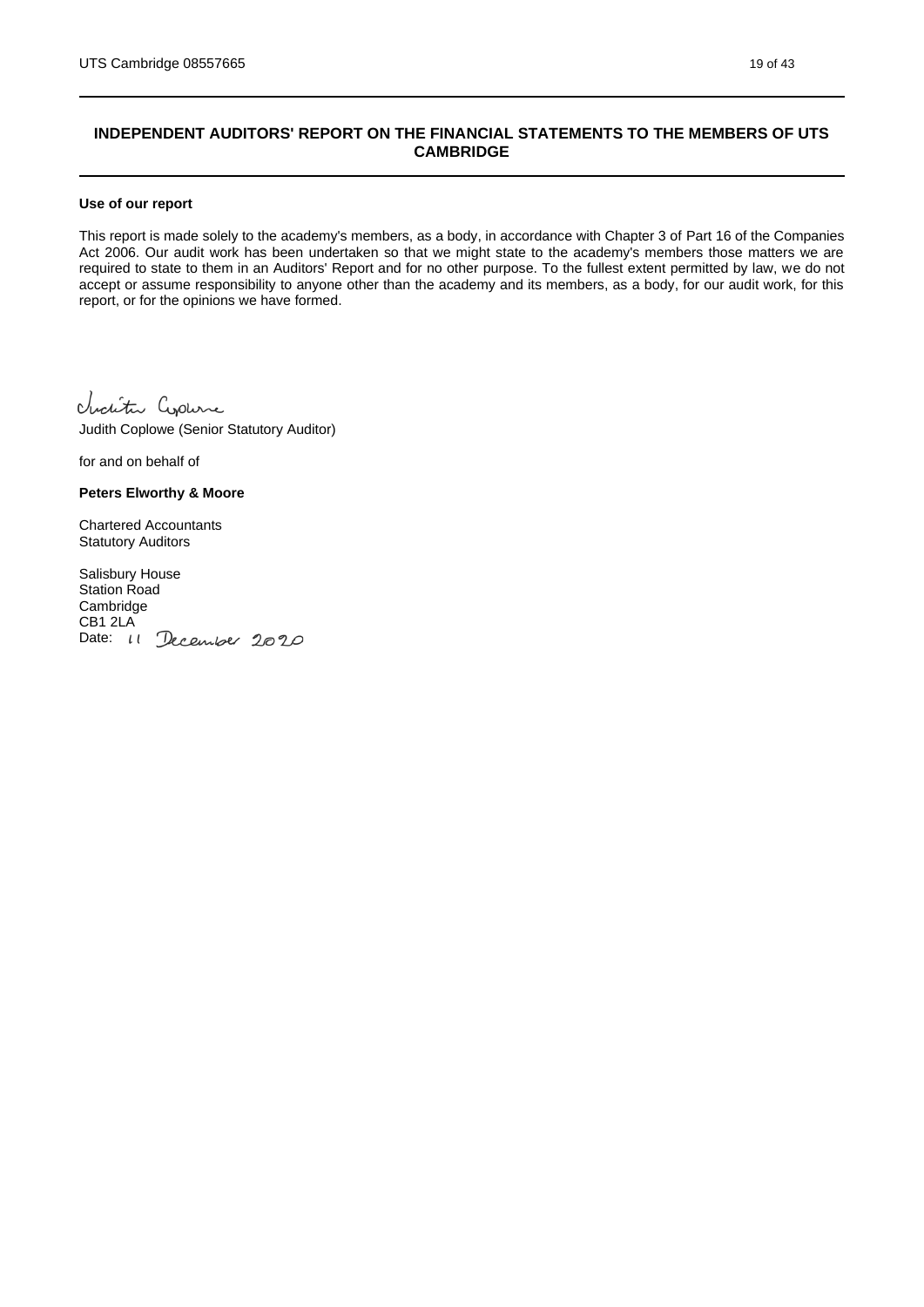## INDEPENDENT AUDITORS' REPORT ON THE FINANCIAL STATEMENTS TO THE MEMBERS OF UTS CAMBRIDGE

**Use of our report**

This report is made solely to the academy's members, as a body, in accordance with Chapter 3 of Part 16 of the Companies Act 2006. Our audit work has been undertaken so that we might state to the academy's members those matters we are required to state to them in an Auditors' Report and for no other purpose. To the fullest extent permitted by law, we do not accept or assume responsibility to anyone other than the academy and its members, as a body, for our audit work, for this report, or for the opinions we have formed.

Judith Coplowe

Judith Coplowe (Senior Statutory Auditor)

for and on behalf of

**Peters Elworthy & Moore**

Chartered Accountants
Statutory Auditors

Salisbury House
Station Road
Cambridge
CB1 2LA
Date: 11 December 2020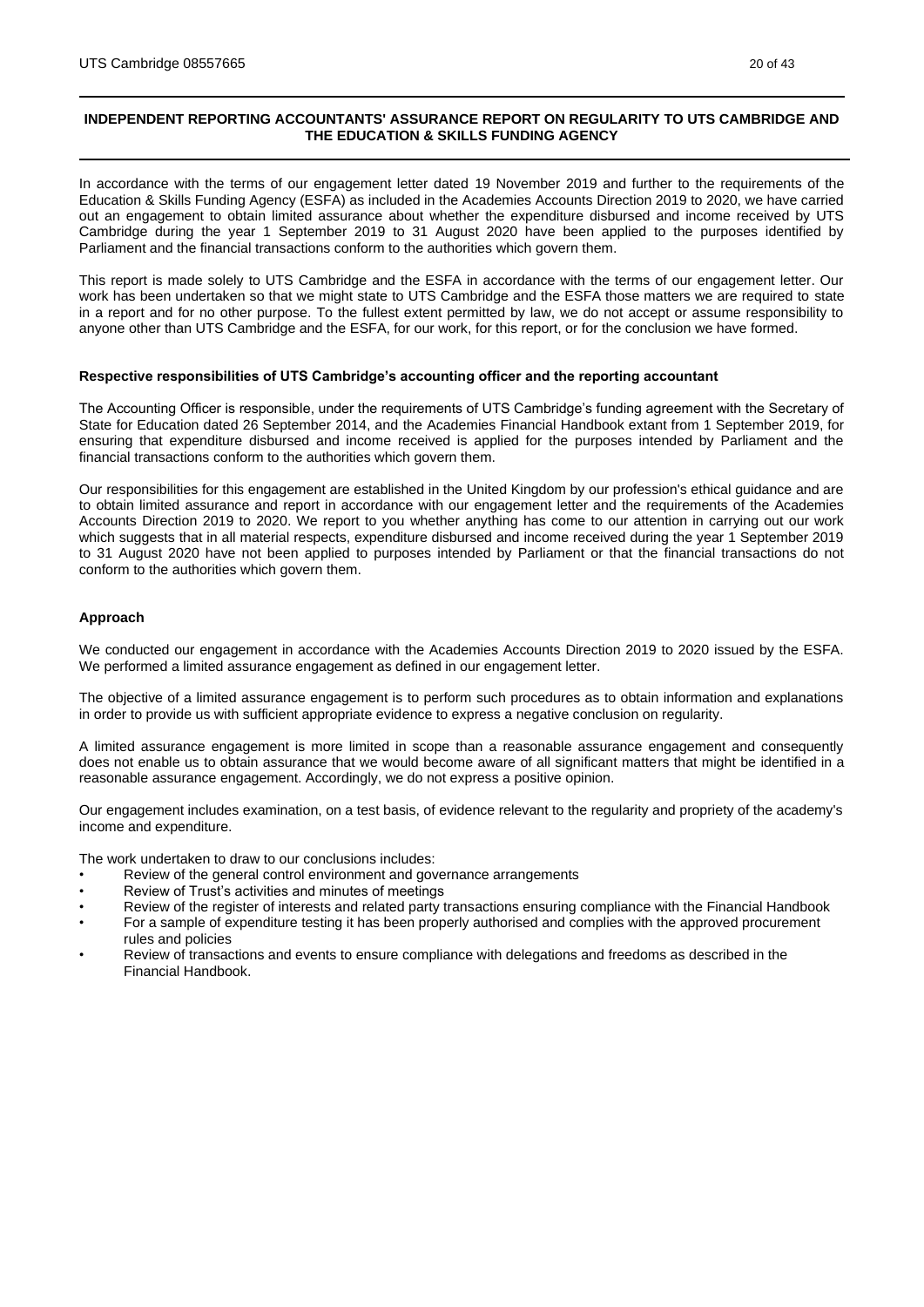## INDEPENDENT REPORTING ACCOUNTANTS' ASSURANCE REPORT ON REGULARITY TO UTS CAMBRIDGE AND THE EDUCATION & SKILLS FUNDING AGENCY

In accordance with the terms of our engagement letter dated 19 November 2019 and further to the requirements of the Education & Skills Funding Agency (ESFA) as included in the Academies Accounts Direction 2019 to 2020, we have carried out an engagement to obtain limited assurance about whether the expenditure disbursed and income received by UTS Cambridge during the year 1 September 2019 to 31 August 2020 have been applied to the purposes identified by Parliament and the financial transactions conform to the authorities which govern them.

This report is made solely to UTS Cambridge and the ESFA in accordance with the terms of our engagement letter. Our work has been undertaken so that we might state to UTS Cambridge and the ESFA those matters we are required to state in a report and for no other purpose. To the fullest extent permitted by law, we do not accept or assume responsibility to anyone other than UTS Cambridge and the ESFA, for our work, for this report, or for the conclusion we have formed.

### Respective responsibilities of UTS Cambridge's accounting officer and the reporting accountant

The Accounting Officer is responsible, under the requirements of UTS Cambridge's funding agreement with the Secretary of State for Education dated 26 September 2014, and the Academies Financial Handbook extant from 1 September 2019, for ensuring that expenditure disbursed and income received is applied for the purposes intended by Parliament and the financial transactions conform to the authorities which govern them.

Our responsibilities for this engagement are established in the United Kingdom by our profession's ethical guidance and are to obtain limited assurance and report in accordance with our engagement letter and the requirements of the Academies Accounts Direction 2019 to 2020. We report to you whether anything has come to our attention in carrying out our work which suggests that in all material respects, expenditure disbursed and income received during the year 1 September 2019 to 31 August 2020 have not been applied to purposes intended by Parliament or that the financial transactions do not conform to the authorities which govern them.

### Approach

We conducted our engagement in accordance with the Academies Accounts Direction 2019 to 2020 issued by the ESFA. We performed a limited assurance engagement as defined in our engagement letter.

The objective of a limited assurance engagement is to perform such procedures as to obtain information and explanations in order to provide us with sufficient appropriate evidence to express a negative conclusion on regularity.

A limited assurance engagement is more limited in scope than a reasonable assurance engagement and consequently does not enable us to obtain assurance that we would become aware of all significant matters that might be identified in a reasonable assurance engagement. Accordingly, we do not express a positive opinion.

Our engagement includes examination, on a test basis, of evidence relevant to the regularity and propriety of the academy's income and expenditure.

The work undertaken to draw to our conclusions includes:

- Review of the general control environment and governance arrangements
- Review of Trust's activities and minutes of meetings
- Review of the register of interests and related party transactions ensuring compliance with the Financial Handbook
- For a sample of expenditure testing it has been properly authorised and complies with the approved procurement rules and policies
- Review of transactions and events to ensure compliance with delegations and freedoms as described in the Financial Handbook.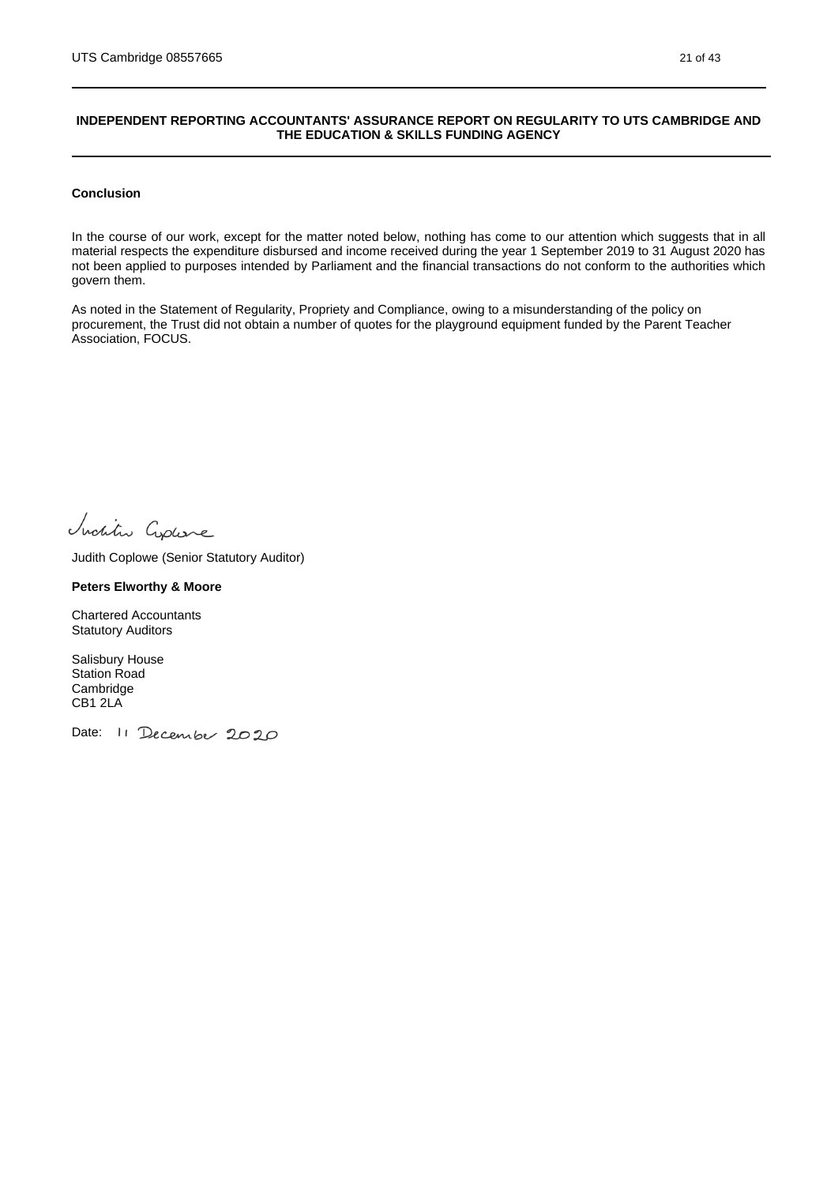# INDEPENDENT REPORTING ACCOUNTANTS' ASSURANCE REPORT ON REGULARITY TO UTS CAMBRIDGE AND THE EDUCATION & SKILLS FUNDING AGENCY

**Conclusion**

In the course of our work, except for the matter noted below, nothing has come to our attention which suggests that in all material respects the expenditure disbursed and income received during the year 1 September 2019 to 31 August 2020 has not been applied to purposes intended by Parliament and the financial transactions do not conform to the authorities which govern them.

As noted in the Statement of Regularity, Propriety and Compliance, owing to a misunderstanding of the policy on procurement, the Trust did not obtain a number of quotes for the playground equipment funded by the Parent Teacher Association, FOCUS.

Judith Coplowe

Judith Coplowe (Senior Statutory Auditor)

**Peters Elworthy & Moore**

Chartered Accountants
Statutory Auditors

Salisbury House
Station Road
Cambridge
CB1 2LA

Date: 11 December 2020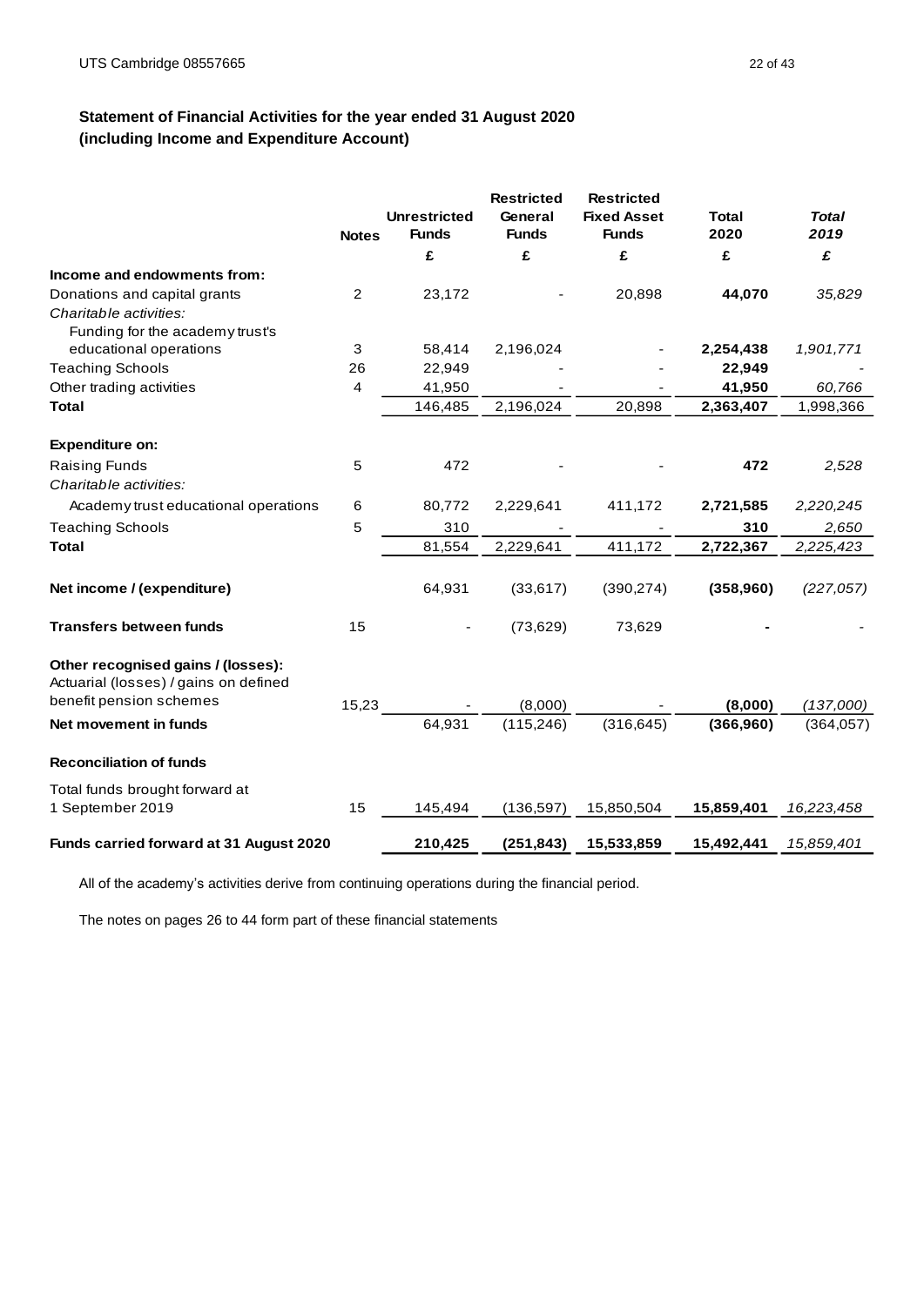## Statement of Financial Activities for the year ended 31 August 2020 (including Income and Expenditure Account)

| | Notes | Unrestricted Funds | Restricted General Funds | Restricted Fixed Asset Funds | Total 2020 | *Total 2019* |
|---|---|---|---|---|---|---|
| | | £ | £ | £ | £ | *£* |
| **Income and endowments from:** | | | | | | |
| Donations and capital grants | 2 | 23,172 | - | 20,898 | **44,070** | *35,829* |
| *Charitable activities:* | | | | | | |
| Funding for the academy trust's educational operations | 3 | 58,414 | 2,196,024 | - | **2,254,438** | *1,901,771* |
| Teaching Schools | 26 | 22,949 | - | - | **22,949** | - |
| Other trading activities | 4 | 41,950 | - | - | **41,950** | *60,766* |
| **Total** | | 146,485 | 2,196,024 | 20,898 | **2,363,407** | 1,998,366 |
| **Expenditure on:** | | | | | | |
| Raising Funds | 5 | 472 | - | - | **472** | *2,528* |
| *Charitable activities:* | | | | | | |
| Academy trust educational operations | 6 | 80,772 | 2,229,641 | 411,172 | **2,721,585** | *2,220,245* |
| Teaching Schools | 5 | 310 | - | - | **310** | *2,650* |
| **Total** | | 81,554 | 2,229,641 | 411,172 | **2,722,367** | *2,225,423* |
| **Net income / (expenditure)** | | 64,931 | (33,617) | (390,274) | **(358,960)** | *(227,057)* |
| **Transfers between funds** | 15 | - | (73,629) | 73,629 | **-** | - |
| **Other recognised gains / (losses):** | | | | | | |
| Actuarial (losses) / gains on defined benefit pension schemes | 15,23 | - | (8,000) | - | **(8,000)** | *(137,000)* |
| **Net movement in funds** | | 64,931 | (115,246) | (316,645) | **(366,960)** | (364,057) |
| **Reconciliation of funds** | | | | | | |
| Total funds brought forward at 1 September 2019 | 15 | 145,494 | (136,597) | 15,850,504 | **15,859,401** | *16,223,458* |
| **Funds carried forward at 31 August 2020** | | **210,425** | **(251,843)** | **15,533,859** | **15,492,441** | *15,859,401* |

All of the academy's activities derive from continuing operations during the financial period.

The notes on pages 26 to 44 form part of these financial statements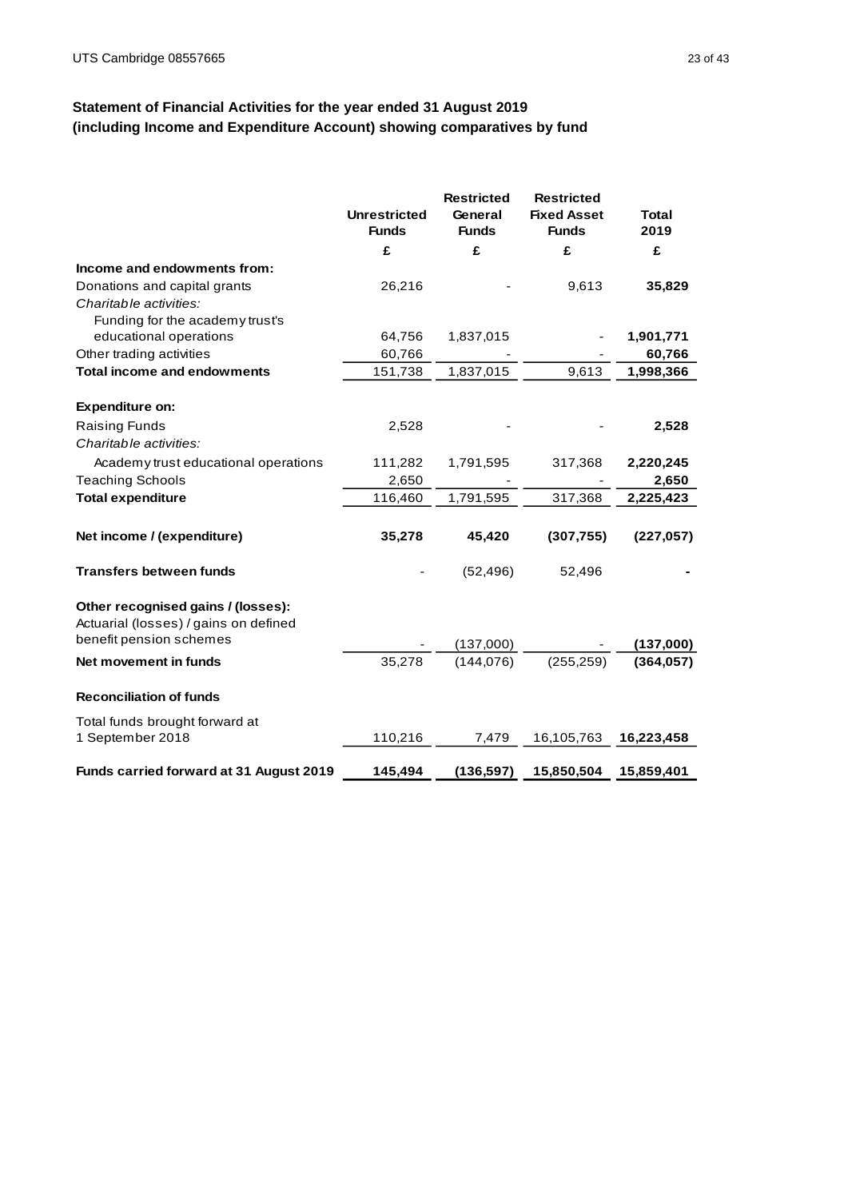## Statement of Financial Activities for the year ended 31 August 2019
## (including Income and Expenditure Account) showing comparatives by fund

| | Unrestricted Funds | Restricted General Funds | Restricted Fixed Asset Funds | Total 2019 |
|---|---|---|---|---|
| | £ | £ | £ | £ |
| **Income and endowments from:** | | | | |
| Donations and capital grants | 26,216 | - | 9,613 | **35,829** |
| *Charitable activities:* | | | | |
| Funding for the academy trust's educational operations | 64,756 | 1,837,015 | - | **1,901,771** |
| Other trading activities | 60,766 | - | - | **60,766** |
| **Total income and endowments** | 151,738 | 1,837,015 | 9,613 | **1,998,366** |
| | | | | |
| **Expenditure on:** | | | | |
| Raising Funds | 2,528 | - | - | **2,528** |
| *Charitable activities:* | | | | |
| Academy trust educational operations | 111,282 | 1,791,595 | 317,368 | **2,220,245** |
| Teaching Schools | 2,650 | - | - | **2,650** |
| **Total expenditure** | 116,460 | 1,791,595 | 317,368 | **2,225,423** |
| | | | | |
| **Net income / (expenditure)** | **35,278** | **45,420** | **(307,755)** | **(227,057)** |
| | | | | |
| **Transfers between funds** | - | (52,496) | 52,496 | **-** |
| | | | | |
| **Other recognised gains / (losses):** | | | | |
| Actuarial (losses) / gains on defined benefit pension schemes | - | (137,000) | - | **(137,000)** |
| **Net movement in funds** | 35,278 | (144,076) | (255,259) | **(364,057)** |
| | | | | |
| **Reconciliation of funds** | | | | |
| Total funds brought forward at 1 September 2018 | 110,216 | 7,479 | 16,105,763 | **16,223,458** |
| | | | | |
| **Funds carried forward at 31 August 2019** | **145,494** | **(136,597)** | **15,850,504** | **15,859,401** |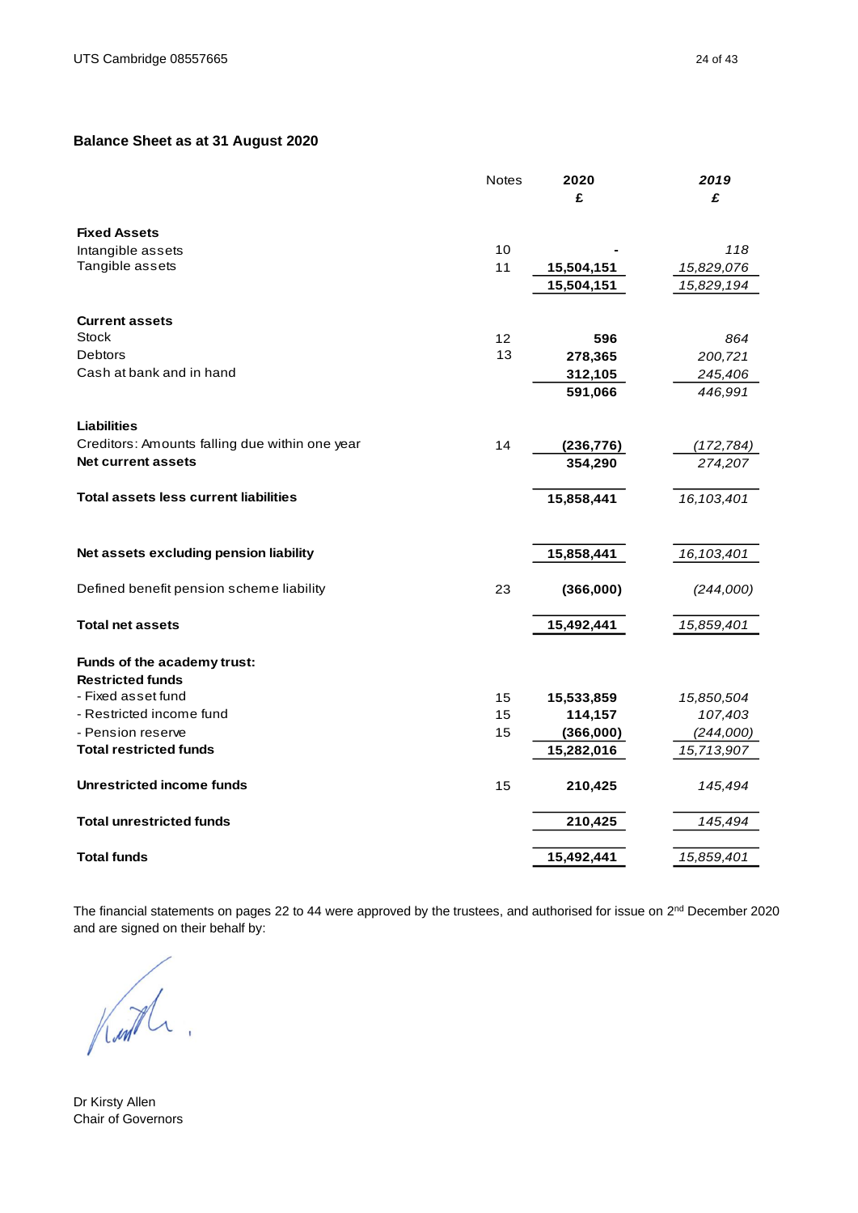## Balance Sheet as at 31 August 2020

| | Notes | 2020 £ | *2019 £* |
|---|---|---|---|
| **Fixed Assets** | | | |
| Intangible assets | 10 | - | *118* |
| Tangible assets | 11 | 15,504,151 | *15,829,076* |
| | | 15,504,151 | *15,829,194* |
| **Current assets** | | | |
| Stock | 12 | 596 | *864* |
| Debtors | 13 | 278,365 | *200,721* |
| Cash at bank and in hand | | 312,105 | *245,406* |
| | | 591,066 | *446,991* |
| **Liabilities** | | | |
| Creditors: Amounts falling due within one year | 14 | (236,776) | *(172,784)* |
| **Net current assets** | | 354,290 | *274,207* |
| **Total assets less current liabilities** | | 15,858,441 | *16,103,401* |
| **Net assets excluding pension liability** | | 15,858,441 | *16,103,401* |
| Defined benefit pension scheme liability | 23 | (366,000) | *(244,000)* |
| **Total net assets** | | 15,492,441 | *15,859,401* |
| **Funds of the academy trust:** | | | |
| **Restricted funds** | | | |
| - Fixed asset fund | 15 | 15,533,859 | *15,850,504* |
| - Restricted income fund | 15 | 114,157 | *107,403* |
| - Pension reserve | 15 | (366,000) | *(244,000)* |
| **Total restricted funds** | | 15,282,016 | *15,713,907* |
| **Unrestricted income funds** | 15 | 210,425 | *145,494* |
| **Total unrestricted funds** | | 210,425 | *145,494* |
| **Total funds** | | 15,492,441 | *15,859,401* |

The financial statements on pages 22 to 44 were approved by the trustees, and authorised for issue on 2nd December 2020 and are signed on their behalf by:

Dr Kirsty Allen
Chair of Governors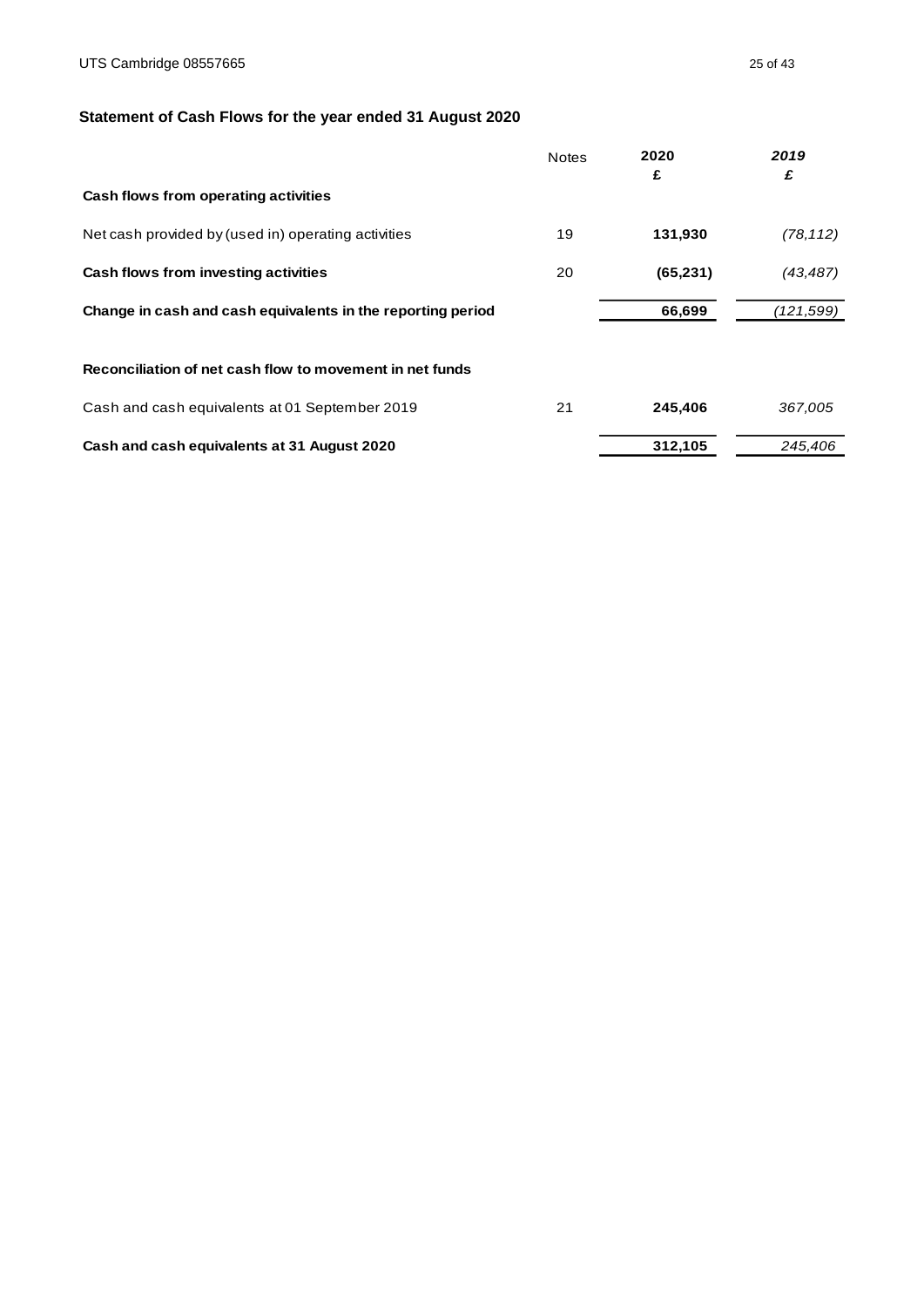## Statement of Cash Flows for the year ended 31 August 2020

| | Notes | 2020<br>£ | 2019<br>£ |
|---|---|---|---|
| **Cash flows from operating activities** | | | |
| Net cash provided by (used in) operating activities | 19 | **131,930** | *(78,112)* |
| **Cash flows from investing activities** | 20 | **(65,231)** | *(43,487)* |
| **Change in cash and cash equivalents in the reporting period** | | **66,699** | *(121,599)* |
| | | | |
| **Reconciliation of net cash flow to movement in net funds** | | | |
| Cash and cash equivalents at 01 September 2019 | 21 | **245,406** | *367,005* |
| **Cash and cash equivalents at 31 August 2020** | | **312,105** | *245,406* |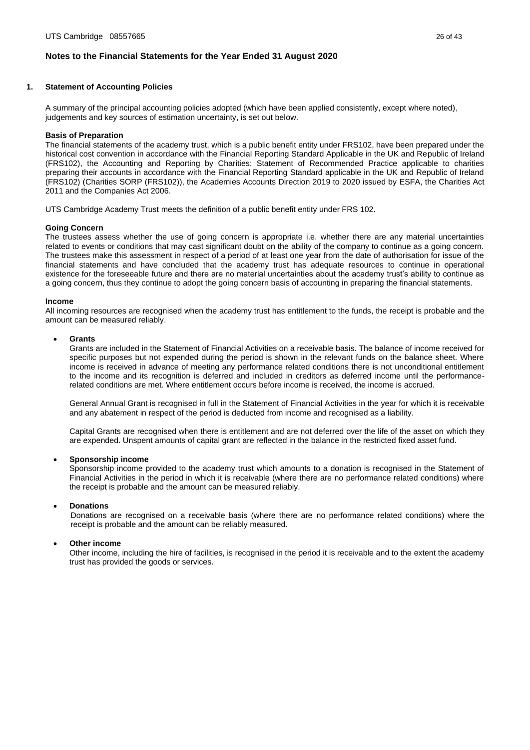## Notes to the Financial Statements for the Year Ended 31 August 2020

### 1. Statement of Accounting Policies

A summary of the principal accounting policies adopted (which have been applied consistently, except where noted), judgements and key sources of estimation uncertainty, is set out below.

**Basis of Preparation**

The financial statements of the academy trust, which is a public benefit entity under FRS102, have been prepared under the historical cost convention in accordance with the Financial Reporting Standard Applicable in the UK and Republic of Ireland (FRS102), the Accounting and Reporting by Charities: Statement of Recommended Practice applicable to charities preparing their accounts in accordance with the Financial Reporting Standard applicable in the UK and Republic of Ireland (FRS102) (Charities SORP (FRS102)), the Academies Accounts Direction 2019 to 2020 issued by ESFA, the Charities Act 2011 and the Companies Act 2006.

UTS Cambridge Academy Trust meets the definition of a public benefit entity under FRS 102.

**Going Concern**

The trustees assess whether the use of going concern is appropriate i.e. whether there are any material uncertainties related to events or conditions that may cast significant doubt on the ability of the company to continue as a going concern. The trustees make this assessment in respect of a period of at least one year from the date of authorisation for issue of the financial statements and have concluded that the academy trust has adequate resources to continue in operational existence for the foreseeable future and there are no material uncertainties about the academy trust's ability to continue as a going concern, thus they continue to adopt the going concern basis of accounting in preparing the financial statements.

**Income**

All incoming resources are recognised when the academy trust has entitlement to the funds, the receipt is probable and the amount can be measured reliably.

- **Grants**

  Grants are included in the Statement of Financial Activities on a receivable basis. The balance of income received for specific purposes but not expended during the period is shown in the relevant funds on the balance sheet. Where income is received in advance of meeting any performance related conditions there is not unconditional entitlement to the income and its recognition is deferred and included in creditors as deferred income until the performance-related conditions are met. Where entitlement occurs before income is received, the income is accrued.

  General Annual Grant is recognised in full in the Statement of Financial Activities in the year for which it is receivable and any abatement in respect of the period is deducted from income and recognised as a liability.

  Capital Grants are recognised when there is entitlement and are not deferred over the life of the asset on which they are expended. Unspent amounts of capital grant are reflected in the balance in the restricted fixed asset fund.

- **Sponsorship income**

  Sponsorship income provided to the academy trust which amounts to a donation is recognised in the Statement of Financial Activities in the period in which it is receivable (where there are no performance related conditions) where the receipt is probable and the amount can be measured reliably.

- **Donations**

  Donations are recognised on a receivable basis (where there are no performance related conditions) where the receipt is probable and the amount can be reliably measured.

- **Other income**

  Other income, including the hire of facilities, is recognised in the period it is receivable and to the extent the academy trust has provided the goods or services.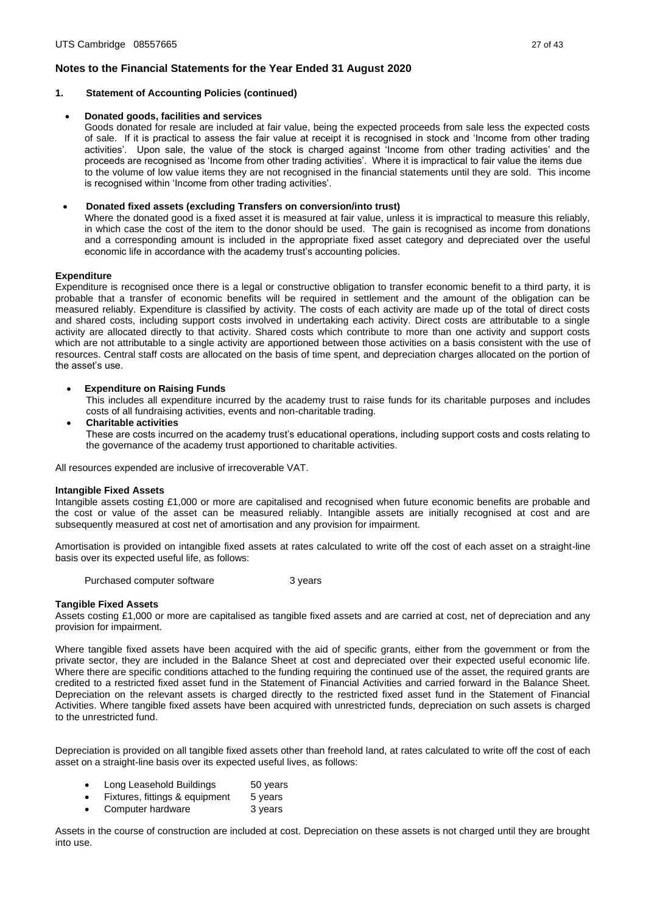## Notes to the Financial Statements for the Year Ended 31 August 2020

### 1. Statement of Accounting Policies (continued)

- **Donated goods, facilities and services**

  Goods donated for resale are included at fair value, being the expected proceeds from sale less the expected costs of sale. If it is practical to assess the fair value at receipt it is recognised in stock and 'Income from other trading activities'. Upon sale, the value of the stock is charged against 'Income from other trading activities' and the proceeds are recognised as 'Income from other trading activities'. Where it is impractical to fair value the items due to the volume of low value items they are not recognised in the financial statements until they are sold. This income is recognised within 'Income from other trading activities'.

- **Donated fixed assets (excluding Transfers on conversion/into trust)**

  Where the donated good is a fixed asset it is measured at fair value, unless it is impractical to measure this reliably, in which case the cost of the item to the donor should be used. The gain is recognised as income from donations and a corresponding amount is included in the appropriate fixed asset category and depreciated over the useful economic life in accordance with the academy trust's accounting policies.

**Expenditure**

Expenditure is recognised once there is a legal or constructive obligation to transfer economic benefit to a third party, it is probable that a transfer of economic benefits will be required in settlement and the amount of the obligation can be measured reliably. Expenditure is classified by activity. The costs of each activity are made up of the total of direct costs and shared costs, including support costs involved in undertaking each activity. Direct costs are attributable to a single activity are allocated directly to that activity. Shared costs which contribute to more than one activity and support costs which are not attributable to a single activity are apportioned between those activities on a basis consistent with the use of resources. Central staff costs are allocated on the basis of time spent, and depreciation charges allocated on the portion of the asset's use.

- **Expenditure on Raising Funds**

  This includes all expenditure incurred by the academy trust to raise funds for its charitable purposes and includes costs of all fundraising activities, events and non-charitable trading.

- **Charitable activities**

  These are costs incurred on the academy trust's educational operations, including support costs and costs relating to the governance of the academy trust apportioned to charitable activities.

All resources expended are inclusive of irrecoverable VAT.

**Intangible Fixed Assets**

Intangible assets costing £1,000 or more are capitalised and recognised when future economic benefits are probable and the cost or value of the asset can be measured reliably. Intangible assets are initially recognised at cost and are subsequently measured at cost net of amortisation and any provision for impairment.

Amortisation is provided on intangible fixed assets at rates calculated to write off the cost of each asset on a straight-line basis over its expected useful life, as follows:

| | |
|---|---|
| Purchased computer software | 3 years |

**Tangible Fixed Assets**

Assets costing £1,000 or more are capitalised as tangible fixed assets and are carried at cost, net of depreciation and any provision for impairment.

Where tangible fixed assets have been acquired with the aid of specific grants, either from the government or from the private sector, they are included in the Balance Sheet at cost and depreciated over their expected useful economic life. Where there are specific conditions attached to the funding requiring the continued use of the asset, the required grants are credited to a restricted fixed asset fund in the Statement of Financial Activities and carried forward in the Balance Sheet. Depreciation on the relevant assets is charged directly to the restricted fixed asset fund in the Statement of Financial Activities. Where tangible fixed assets have been acquired with unrestricted funds, depreciation on such assets is charged to the unrestricted fund.

Depreciation is provided on all tangible fixed assets other than freehold land, at rates calculated to write off the cost of each asset on a straight-line basis over its expected useful lives, as follows:

- Long Leasehold Buildings 50 years
- Fixtures, fittings & equipment 5 years
- Computer hardware 3 years

Assets in the course of construction are included at cost. Depreciation on these assets is not charged until they are brought into use.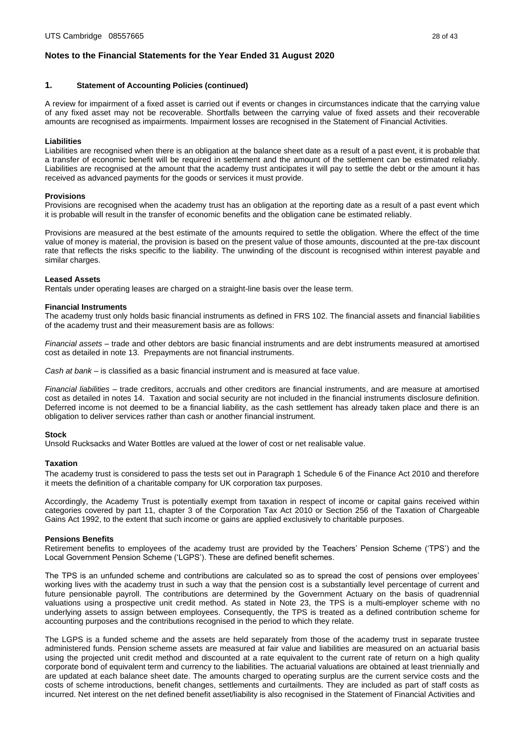## Notes to the Financial Statements for the Year Ended 31 August 2020

### 1. Statement of Accounting Policies (continued)

A review for impairment of a fixed asset is carried out if events or changes in circumstances indicate that the carrying value of any fixed asset may not be recoverable. Shortfalls between the carrying value of fixed assets and their recoverable amounts are recognised as impairments. Impairment losses are recognised in the Statement of Financial Activities.

**Liabilities**

Liabilities are recognised when there is an obligation at the balance sheet date as a result of a past event, it is probable that a transfer of economic benefit will be required in settlement and the amount of the settlement can be estimated reliably. Liabilities are recognised at the amount that the academy trust anticipates it will pay to settle the debt or the amount it has received as advanced payments for the goods or services it must provide.

**Provisions**

Provisions are recognised when the academy trust has an obligation at the reporting date as a result of a past event which it is probable will result in the transfer of economic benefits and the obligation cane be estimated reliably.

Provisions are measured at the best estimate of the amounts required to settle the obligation. Where the effect of the time value of money is material, the provision is based on the present value of those amounts, discounted at the pre-tax discount rate that reflects the risks specific to the liability. The unwinding of the discount is recognised within interest payable and similar charges.

**Leased Assets**

Rentals under operating leases are charged on a straight-line basis over the lease term.

**Financial Instruments**

The academy trust only holds basic financial instruments as defined in FRS 102. The financial assets and financial liabilities of the academy trust and their measurement basis are as follows:

*Financial assets* – trade and other debtors are basic financial instruments and are debt instruments measured at amortised cost as detailed in note 13. Prepayments are not financial instruments.

*Cash at bank* – is classified as a basic financial instrument and is measured at face value.

*Financial liabilities* – trade creditors, accruals and other creditors are financial instruments, and are measure at amortised cost as detailed in notes 14. Taxation and social security are not included in the financial instruments disclosure definition. Deferred income is not deemed to be a financial liability, as the cash settlement has already taken place and there is an obligation to deliver services rather than cash or another financial instrument.

**Stock**

Unsold Rucksacks and Water Bottles are valued at the lower of cost or net realisable value.

**Taxation**

The academy trust is considered to pass the tests set out in Paragraph 1 Schedule 6 of the Finance Act 2010 and therefore it meets the definition of a charitable company for UK corporation tax purposes.

Accordingly, the Academy Trust is potentially exempt from taxation in respect of income or capital gains received within categories covered by part 11, chapter 3 of the Corporation Tax Act 2010 or Section 256 of the Taxation of Chargeable Gains Act 1992, to the extent that such income or gains are applied exclusively to charitable purposes.

**Pensions Benefits**

Retirement benefits to employees of the academy trust are provided by the Teachers' Pension Scheme ('TPS') and the Local Government Pension Scheme ('LGPS'). These are defined benefit schemes.

The TPS is an unfunded scheme and contributions are calculated so as to spread the cost of pensions over employees' working lives with the academy trust in such a way that the pension cost is a substantially level percentage of current and future pensionable payroll. The contributions are determined by the Government Actuary on the basis of quadrennial valuations using a prospective unit credit method. As stated in Note 23, the TPS is a multi-employer scheme with no underlying assets to assign between employees. Consequently, the TPS is treated as a defined contribution scheme for accounting purposes and the contributions recognised in the period to which they relate.

The LGPS is a funded scheme and the assets are held separately from those of the academy trust in separate trustee administered funds. Pension scheme assets are measured at fair value and liabilities are measured on an actuarial basis using the projected unit credit method and discounted at a rate equivalent to the current rate of return on a high quality corporate bond of equivalent term and currency to the liabilities. The actuarial valuations are obtained at least triennially and are updated at each balance sheet date. The amounts charged to operating surplus are the current service costs and the costs of scheme introductions, benefit changes, settlements and curtailments. They are included as part of staff costs as incurred. Net interest on the net defined benefit asset/liability is also recognised in the Statement of Financial Activities and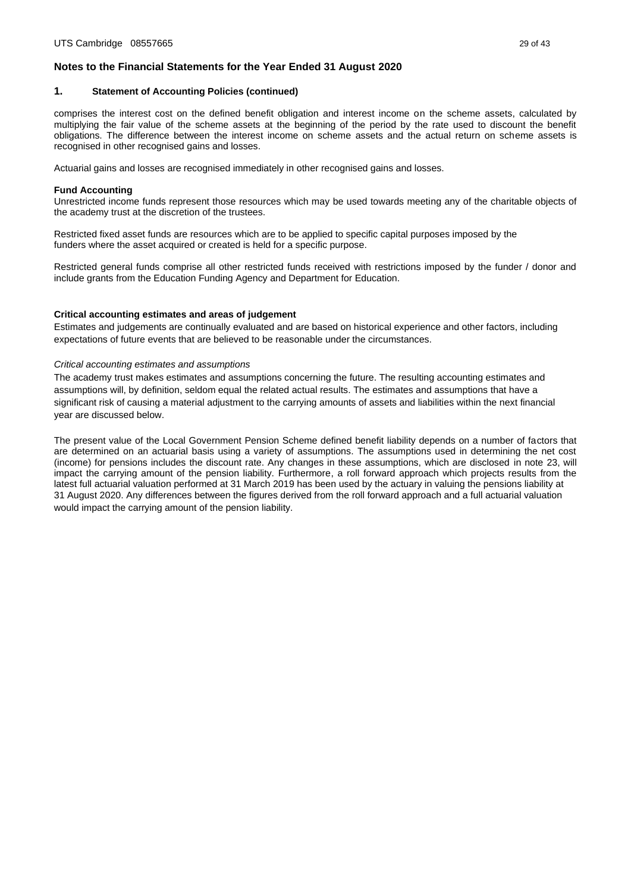## Notes to the Financial Statements for the Year Ended 31 August 2020

### 1. Statement of Accounting Policies (continued)

comprises the interest cost on the defined benefit obligation and interest income on the scheme assets, calculated by multiplying the fair value of the scheme assets at the beginning of the period by the rate used to discount the benefit obligations. The difference between the interest income on scheme assets and the actual return on scheme assets is recognised in other recognised gains and losses.

Actuarial gains and losses are recognised immediately in other recognised gains and losses.

**Fund Accounting**

Unrestricted income funds represent those resources which may be used towards meeting any of the charitable objects of the academy trust at the discretion of the trustees.

Restricted fixed asset funds are resources which are to be applied to specific capital purposes imposed by the funders where the asset acquired or created is held for a specific purpose.

Restricted general funds comprise all other restricted funds received with restrictions imposed by the funder / donor and include grants from the Education Funding Agency and Department for Education.

**Critical accounting estimates and areas of judgement**

Estimates and judgements are continually evaluated and are based on historical experience and other factors, including expectations of future events that are believed to be reasonable under the circumstances.

*Critical accounting estimates and assumptions*

The academy trust makes estimates and assumptions concerning the future. The resulting accounting estimates and assumptions will, by definition, seldom equal the related actual results. The estimates and assumptions that have a significant risk of causing a material adjustment to the carrying amounts of assets and liabilities within the next financial year are discussed below.

The present value of the Local Government Pension Scheme defined benefit liability depends on a number of factors that are determined on an actuarial basis using a variety of assumptions. The assumptions used in determining the net cost (income) for pensions includes the discount rate. Any changes in these assumptions, which are disclosed in note 23, will impact the carrying amount of the pension liability. Furthermore, a roll forward approach which projects results from the latest full actuarial valuation performed at 31 March 2019 has been used by the actuary in valuing the pensions liability at 31 August 2020. Any differences between the figures derived from the roll forward approach and a full actuarial valuation would impact the carrying amount of the pension liability.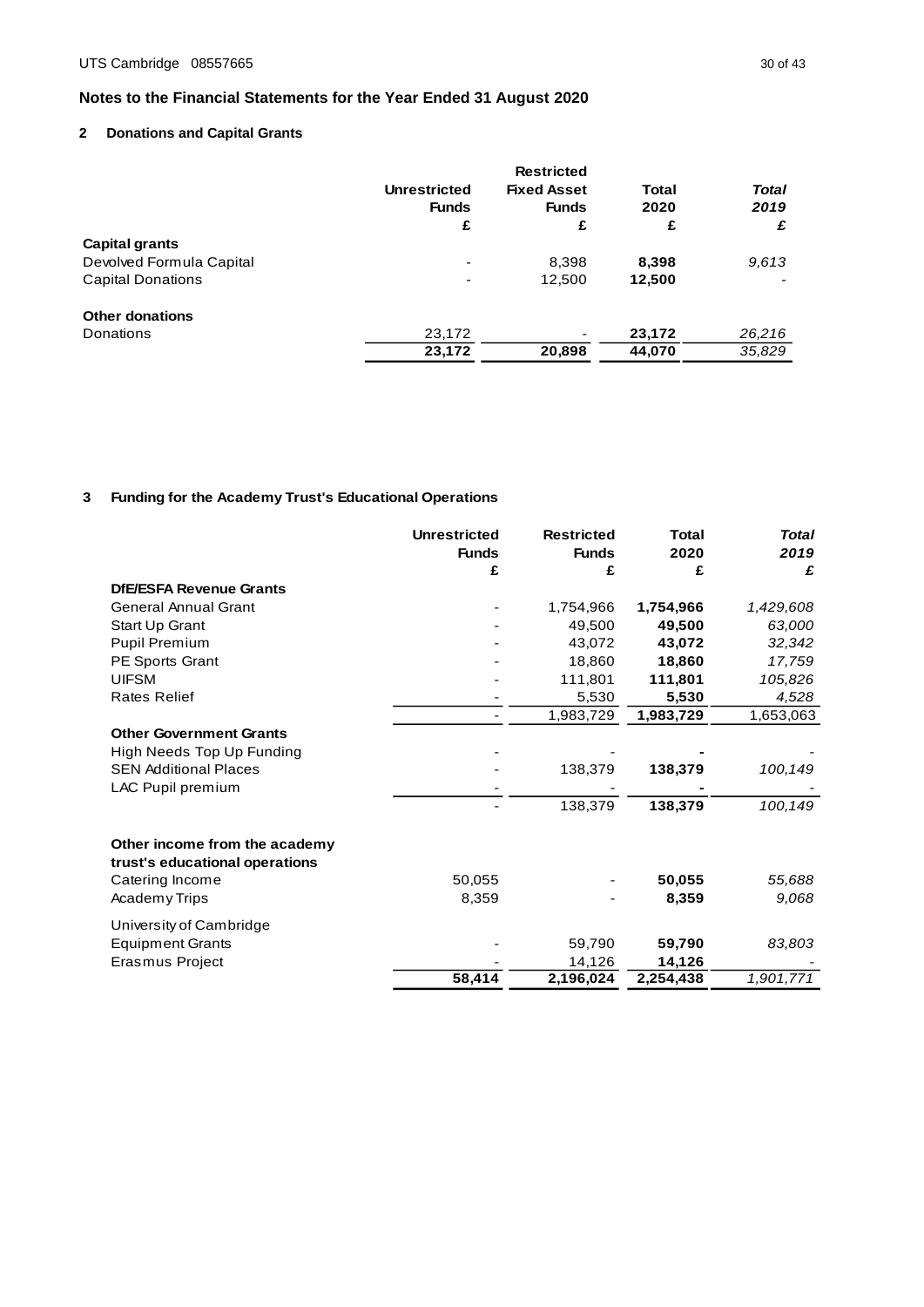# Notes to the Financial Statements for the Year Ended 31 August 2020

## 2 Donations and Capital Grants

| | Unrestricted Funds | Restricted Fixed Asset Funds | Total 2020 | *Total 2019* |
|---|---|---|---|---|
| | £ | £ | £ | *£* |
| **Capital grants** | | | | |
| Devolved Formula Capital | - | 8,398 | **8,398** | *9,613* |
| Capital Donations | - | 12,500 | **12,500** | - |
| **Other donations** | | | | |
| Donations | 23,172 | - | **23,172** | *26,216* |
| | **23,172** | **20,898** | **44,070** | *35,829* |

## 3 Funding for the Academy Trust's Educational Operations

| | Unrestricted Funds | Restricted Funds | Total 2020 | *Total 2019* |
|---|---|---|---|---|
| | £ | £ | £ | *£* |
| **DfE/ESFA Revenue Grants** | | | | |
| General Annual Grant | - | 1,754,966 | **1,754,966** | *1,429,608* |
| Start Up Grant | - | 49,500 | **49,500** | *63,000* |
| Pupil Premium | - | 43,072 | **43,072** | *32,342* |
| PE Sports Grant | - | 18,860 | **18,860** | *17,759* |
| UIFSM | - | 111,801 | **111,801** | *105,826* |
| Rates Relief | - | 5,530 | **5,530** | *4,528* |
| | - | 1,983,729 | **1,983,729** | 1,653,063 |
| **Other Government Grants** | | | | |
| High Needs Top Up Funding | - | - | **-** | - |
| SEN Additional Places | - | 138,379 | **138,379** | *100,149* |
| LAC Pupil premium | - | - | **-** | - |
| | - | 138,379 | **138,379** | *100,149* |
| **Other income from the academy trust's educational operations** | | | | |
| Catering Income | 50,055 | - | **50,055** | *55,688* |
| Academy Trips | 8,359 | - | **8,359** | *9,068* |
| University of Cambridge | | | | |
| Equipment Grants | - | 59,790 | **59,790** | *83,803* |
| Erasmus Project | - | 14,126 | **14,126** | - |
| | **58,414** | **2,196,024** | **2,254,438** | *1,901,771* |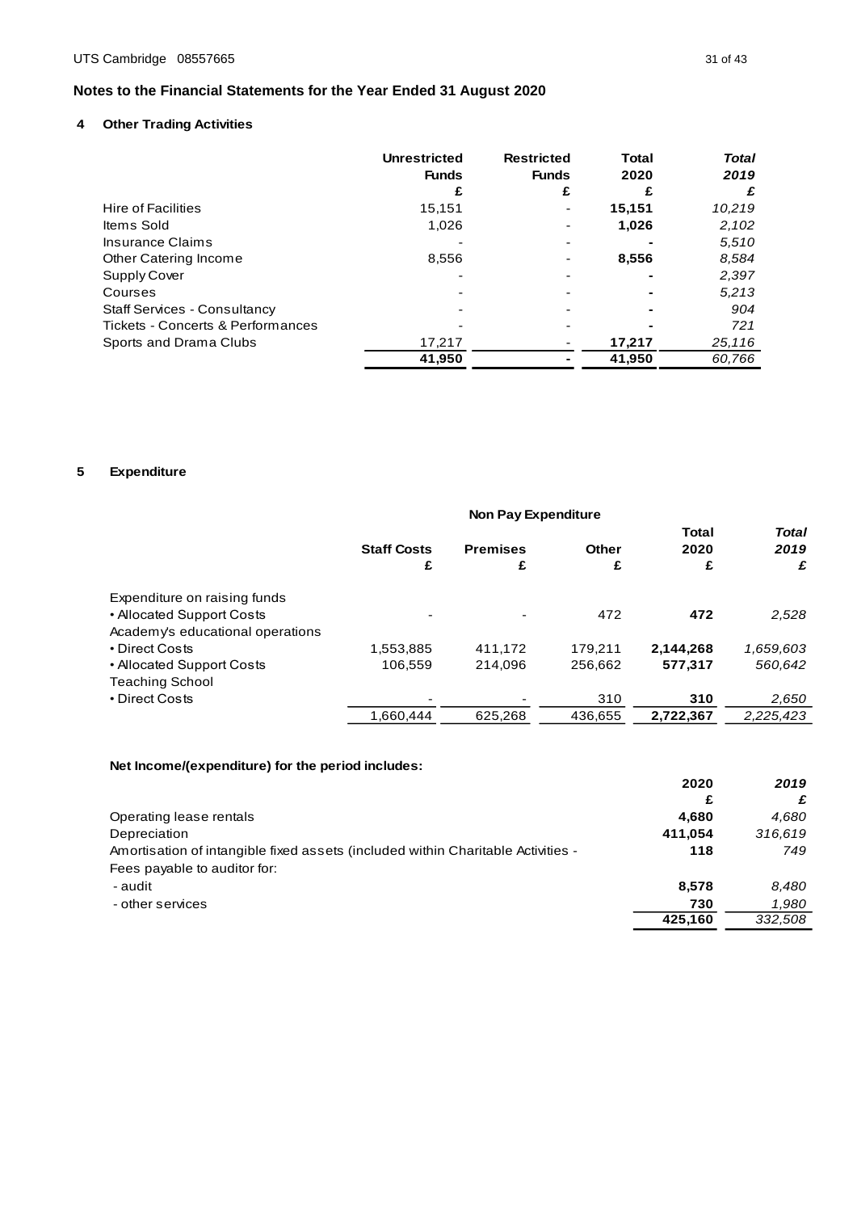## Notes to the Financial Statements for the Year Ended 31 August 2020

### 4 Other Trading Activities

| | Unrestricted Funds £ | Restricted Funds £ | Total 2020 £ | *Total 2019 £* |
|---|---|---|---|---|
| Hire of Facilities | 15,151 | - | **15,151** | *10,219* |
| Items Sold | 1,026 | - | **1,026** | *2,102* |
| Insurance Claims | - | - | **-** | *5,510* |
| Other Catering Income | 8,556 | - | **8,556** | *8,584* |
| Supply Cover | - | - | **-** | *2,397* |
| Courses | - | - | **-** | *5,213* |
| Staff Services - Consultancy | - | - | **-** | *904* |
| Tickets - Concerts & Performances | - | - | **-** | *721* |
| Sports and Drama Clubs | 17,217 | - | **17,217** | *25,116* |
| | 41,950 | - | **41,950** | *60,766* |

### 5 Expenditure

| | Staff Costs £ | Non Pay Expenditure | | Total 2020 £ | *Total 2019 £* |
|---|---|---|---|---|---|
| | | Premises £ | Other £ | | |
| Expenditure on raising funds | | | | | |
| • Allocated Support Costs | - | - | 472 | **472** | *2,528* |
| Academy's educational operations | | | | | |
| • Direct Costs | 1,553,885 | 411,172 | 179,211 | **2,144,268** | *1,659,603* |
| • Allocated Support Costs | 106,559 | 214,096 | 256,662 | **577,317** | *560,642* |
| Teaching School | | | | | |
| • Direct Costs | - | - | 310 | **310** | *2,650* |
| | 1,660,444 | 625,268 | 436,655 | **2,722,367** | *2,225,423* |

**Net Income/(expenditure) for the period includes:**

| | 2020 £ | *2019 £* |
|---|---|---|
| Operating lease rentals | **4,680** | *4,680* |
| Depreciation | **411,054** | *316,619* |
| Amortisation of intangible fixed assets (included within Charitable Activities - | **118** | *749* |
| Fees payable to auditor for: | | |
| - audit | **8,578** | *8,480* |
| - other services | **730** | *1,980* |
| | **425,160** | *332,508* |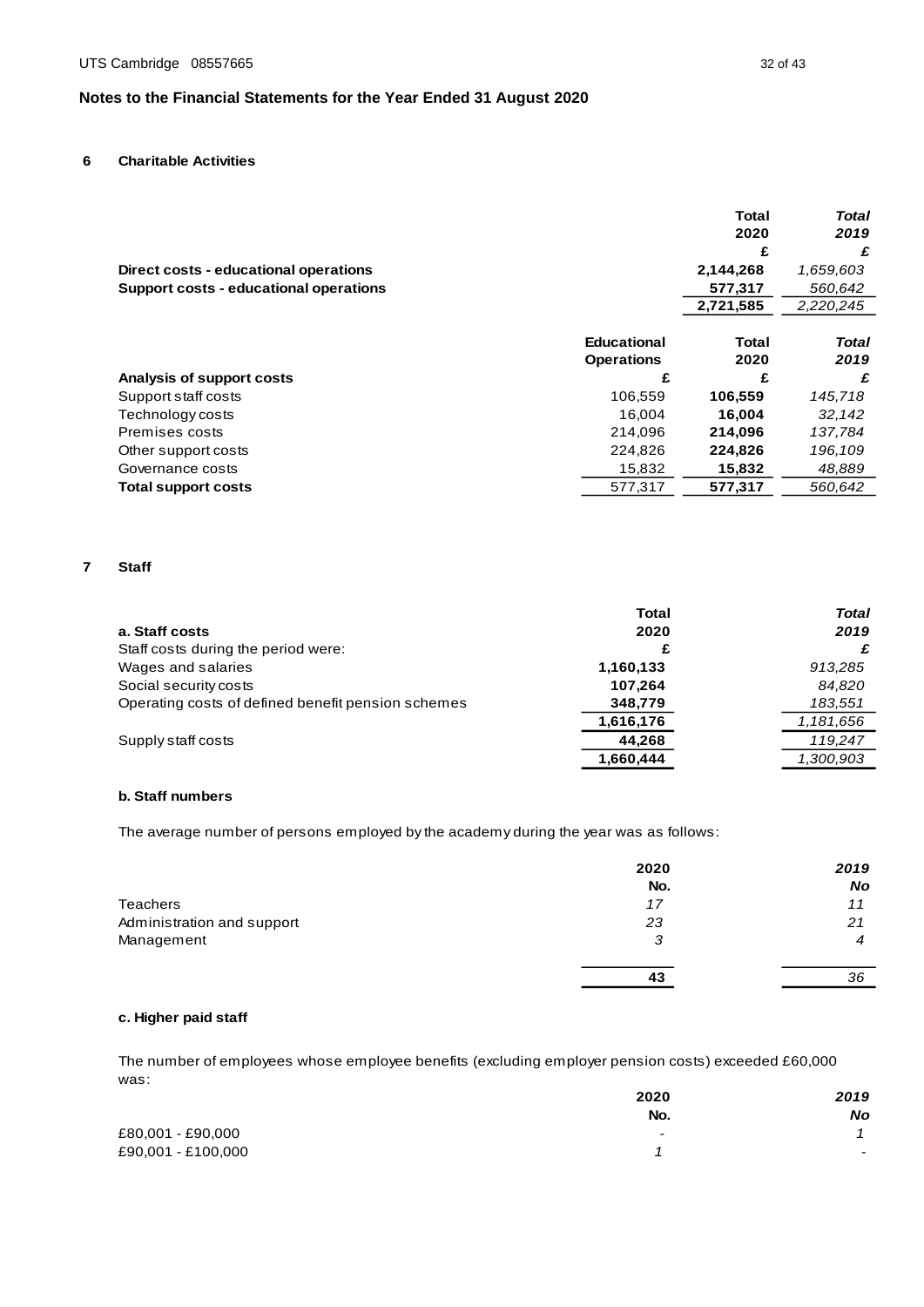## Notes to the Financial Statements for the Year Ended 31 August 2020

### 6 Charitable Activities

| | Total 2020 £ | *Total 2019 £* |
|---|---|---|
| **Direct costs - educational operations** | **2,144,268** | *1,659,603* |
| **Support costs - educational operations** | **577,317** | *560,642* |
| | **2,721,585** | *2,220,245* |

| **Analysis of support costs** | Educational Operations £ | Total 2020 £ | *Total 2019 £* |
|---|---|---|---|
| Support staff costs | 106,559 | **106,559** | *145,718* |
| Technology costs | 16,004 | **16,004** | *32,142* |
| Premises costs | 214,096 | **214,096** | *137,784* |
| Other support costs | 224,826 | **224,826** | *196,109* |
| Governance costs | 15,832 | **15,832** | *48,889* |
| **Total support costs** | 577,317 | **577,317** | *560,642* |

### 7 Staff

| **a. Staff costs** | Total 2020 | *Total 2019* |
|---|---|---|
| Staff costs during the period were: | £ | *£* |
| Wages and salaries | **1,160,133** | *913,285* |
| Social security costs | **107,264** | *84,820* |
| Operating costs of defined benefit pension schemes | **348,779** | *183,551* |
| | **1,616,176** | *1,181,656* |
| Supply staff costs | **44,268** | *119,247* |
| | **1,660,444** | *1,300,903* |

**b. Staff numbers**

The average number of persons employed by the academy during the year was as follows:

| | 2020 No. | *2019 No* |
|---|---|---|
| Teachers | *17* | *11* |
| Administration and support | *23* | *21* |
| Management | *3* | *4* |
| | **43** | *36* |

**c. Higher paid staff**

The number of employees whose employee benefits (excluding employer pension costs) exceeded £60,000 was:

| | 2020 No. | *2019 No* |
|---|---|---|
| £80,001 - £90,000 | - | *1* |
| £90,001 - £100,000 | *1* | - |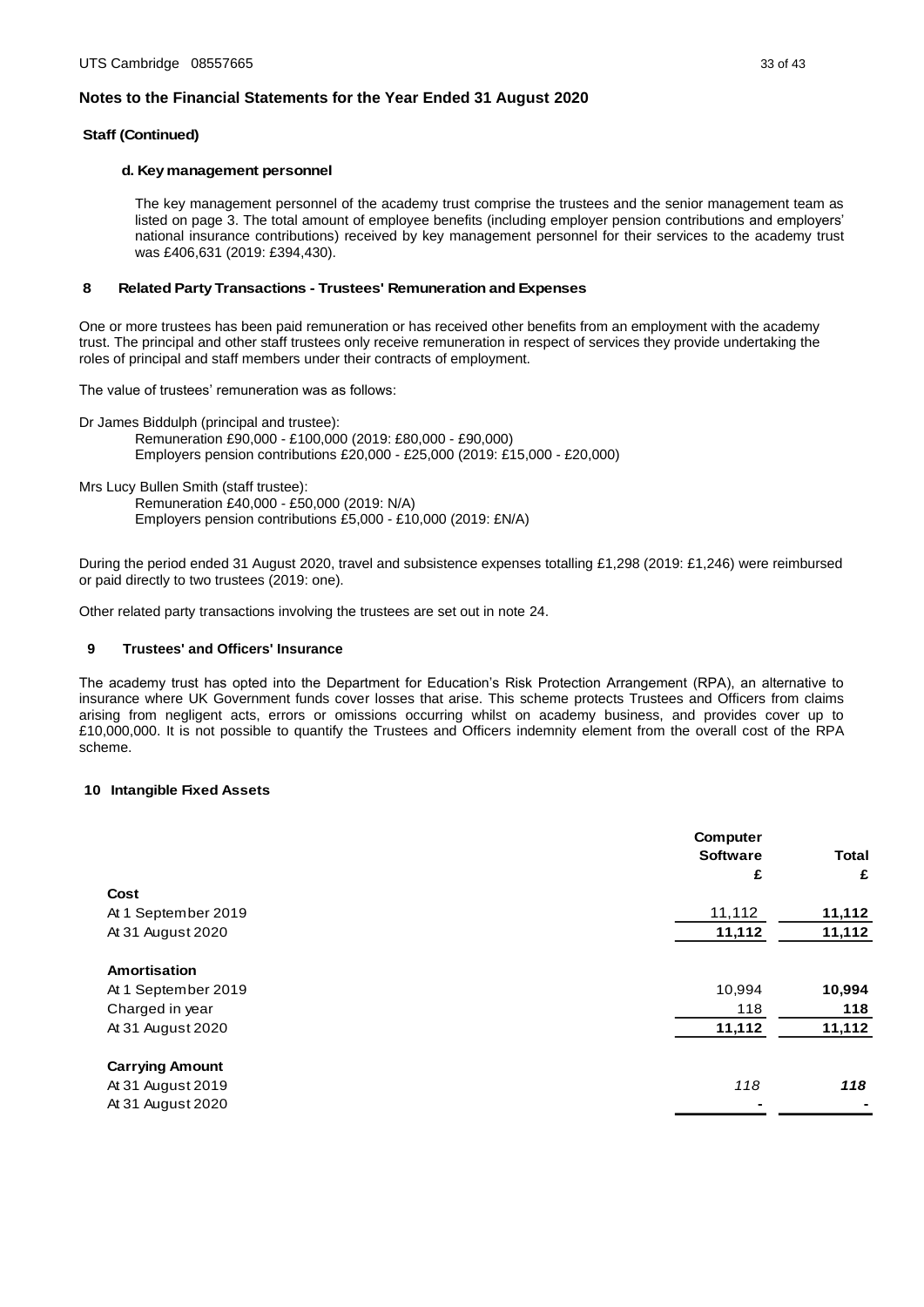## Notes to the Financial Statements for the Year Ended 31 August 2020

### Staff (Continued)

#### d. Key management personnel

The key management personnel of the academy trust comprise the trustees and the senior management team as listed on page 3. The total amount of employee benefits (including employer pension contributions and employers' national insurance contributions) received by key management personnel for their services to the academy trust was £406,631 (2019: £394,430).

### 8 Related Party Transactions - Trustees' Remuneration and Expenses

One or more trustees has been paid remuneration or has received other benefits from an employment with the academy trust. The principal and other staff trustees only receive remuneration in respect of services they provide undertaking the roles of principal and staff members under their contracts of employment.

The value of trustees' remuneration was as follows:

Dr James Biddulph (principal and trustee):
Remuneration £90,000 - £100,000 (2019: £80,000 - £90,000)
Employers pension contributions £20,000 - £25,000 (2019: £15,000 - £20,000)

Mrs Lucy Bullen Smith (staff trustee):
Remuneration £40,000 - £50,000 (2019: N/A)
Employers pension contributions £5,000 - £10,000 (2019: £N/A)

During the period ended 31 August 2020, travel and subsistence expenses totalling £1,298 (2019: £1,246) were reimbursed or paid directly to two trustees (2019: one).

Other related party transactions involving the trustees are set out in note 24.

### 9 Trustees' and Officers' Insurance

The academy trust has opted into the Department for Education's Risk Protection Arrangement (RPA), an alternative to insurance where UK Government funds cover losses that arise. This scheme protects Trustees and Officers from claims arising from negligent acts, errors or omissions occurring whilst on academy business, and provides cover up to £10,000,000. It is not possible to quantify the Trustees and Officers indemnity element from the overall cost of the RPA scheme.

### 10 Intangible Fixed Assets

| | Computer Software £ | Total £ |
|---|---|---|
| **Cost** | | |
| At 1 September 2019 | 11,112 | **11,112** |
| At 31 August 2020 | **11,112** | **11,112** |
| **Amortisation** | | |
| At 1 September 2019 | 10,994 | **10,994** |
| Charged in year | 118 | **118** |
| At 31 August 2020 | **11,112** | **11,112** |
| **Carrying Amount** | | |
| At 31 August 2019 | *118* | ***118*** |
| At 31 August 2020 | - | - |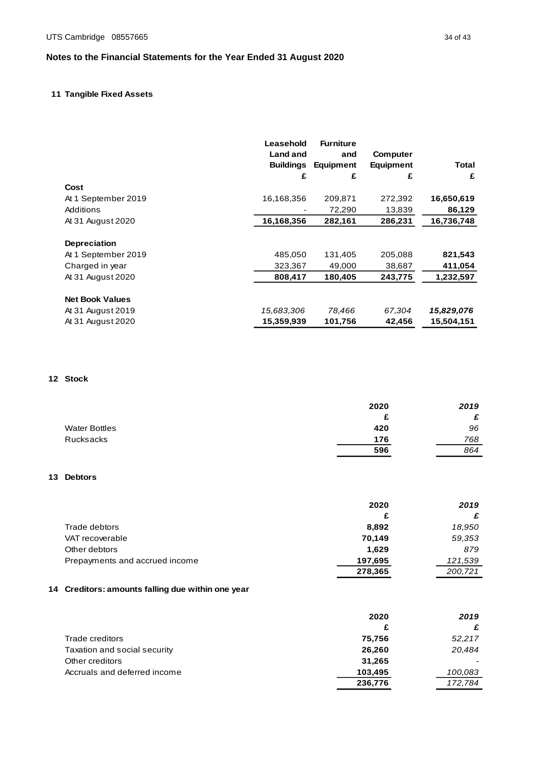## Notes to the Financial Statements for the Year Ended 31 August 2020

### 11 Tangible Fixed Assets

| | Leasehold Land and Buildings | Furniture and Equipment | Computer Equipment | Total |
|---|---|---|---|---|
| | £ | £ | £ | £ |
| **Cost** | | | | |
| At 1 September 2019 | 16,168,356 | 209,871 | 272,392 | **16,650,619** |
| Additions | - | 72,290 | 13,839 | **86,129** |
| At 31 August 2020 | **16,168,356** | **282,161** | **286,231** | **16,736,748** |
| **Depreciation** | | | | |
| At 1 September 2019 | 485,050 | 131,405 | 205,088 | **821,543** |
| Charged in year | 323,367 | 49,000 | 38,687 | **411,054** |
| At 31 August 2020 | **808,417** | **180,405** | **243,775** | **1,232,597** |
| **Net Book Values** | | | | |
| At 31 August 2019 | *15,683,306* | *78,466* | *67,304* | ***15,829,076*** |
| At 31 August 2020 | **15,359,939** | **101,756** | **42,456** | **15,504,151** |

### 12 Stock

| | 2020 | *2019* |
|---|---|---|
| | £ | *£* |
| Water Bottles | **420** | *96* |
| Rucksacks | **176** | *768* |
| | **596** | *864* |

### 13 Debtors

| | 2020 | *2019* |
|---|---|---|
| | £ | *£* |
| Trade debtors | **8,892** | *18,950* |
| VAT recoverable | **70,149** | *59,353* |
| Other debtors | **1,629** | *879* |
| Prepayments and accrued income | **197,695** | *121,539* |
| | **278,365** | *200,721* |

### 14 Creditors: amounts falling due within one year

| | 2020 | *2019* |
|---|---|---|
| | £ | *£* |
| Trade creditors | **75,756** | *52,217* |
| Taxation and social security | **26,260** | *20,484* |
| Other creditors | **31,265** | - |
| Accruals and deferred income | **103,495** | *100,083* |
| | **236,776** | *172,784* |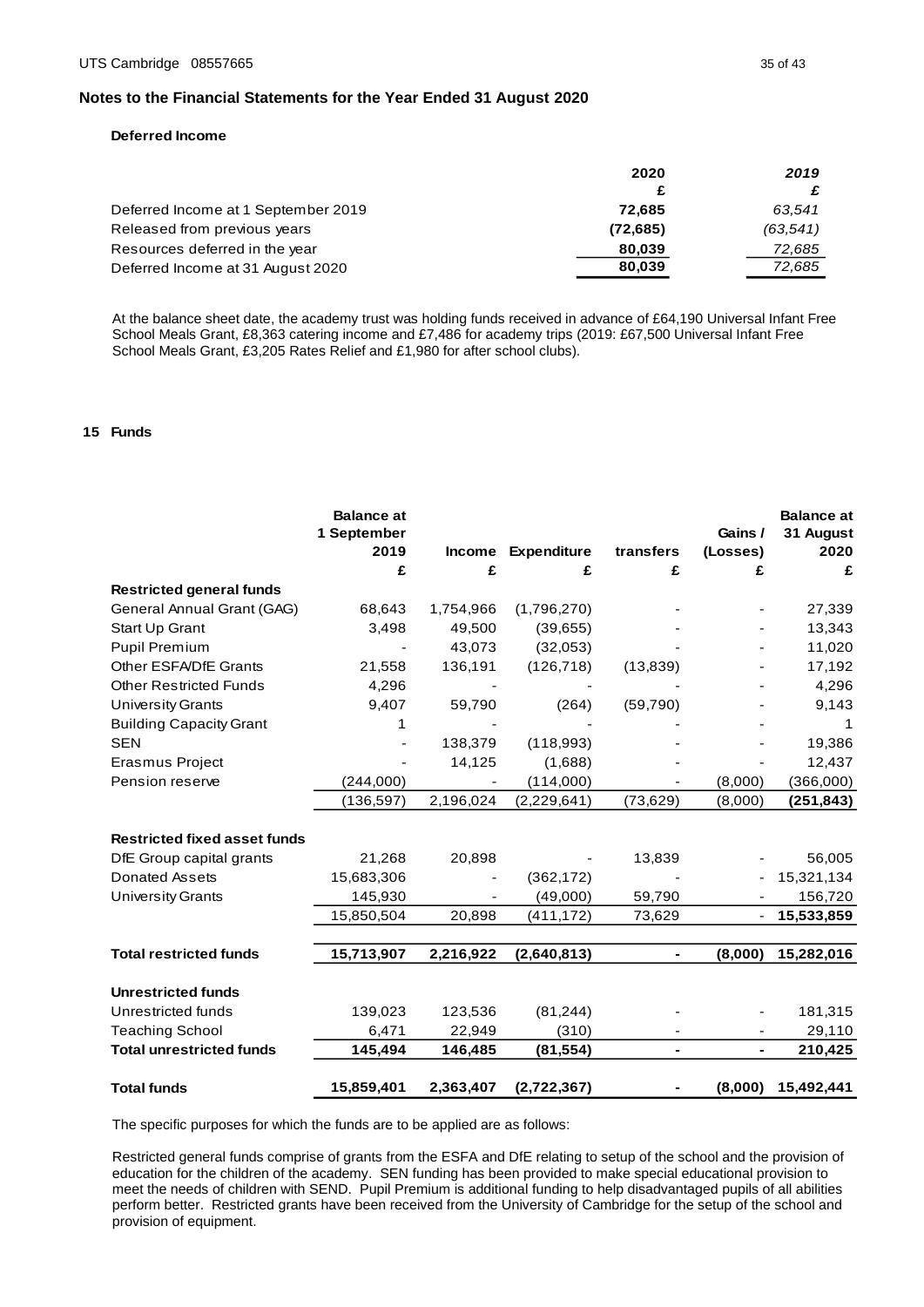## Notes to the Financial Statements for the Year Ended 31 August 2020

### Deferred Income

| | 2020 | *2019* |
|---|---|---|
| | £ | *£* |
| Deferred Income at 1 September 2019 | **72,685** | *63,541* |
| Released from previous years | **(72,685)** | *(63,541)* |
| Resources deferred in the year | **80,039** | *72,685* |
| Deferred Income at 31 August 2020 | **80,039** | *72,685* |

At the balance sheet date, the academy trust was holding funds received in advance of £64,190 Universal Infant Free School Meals Grant, £8,363 catering income and £7,486 for academy trips (2019: £67,500 Universal Infant Free School Meals Grant, £3,205 Rates Relief and £1,980 for after school clubs).

### 15 Funds

| | Balance at 1 September 2019 | Income | Expenditure | transfers | Gains / (Losses) | Balance at 31 August 2020 |
|---|---|---|---|---|---|---|
| | £ | £ | £ | £ | £ | £ |
| **Restricted general funds** | | | | | | |
| General Annual Grant (GAG) | 68,643 | 1,754,966 | (1,796,270) | - | - | 27,339 |
| Start Up Grant | 3,498 | 49,500 | (39,655) | - | - | 13,343 |
| Pupil Premium | - | 43,073 | (32,053) | - | - | 11,020 |
| Other ESFA/DfE Grants | 21,558 | 136,191 | (126,718) | (13,839) | - | 17,192 |
| Other Restricted Funds | 4,296 | - | - | - | - | 4,296 |
| University Grants | 9,407 | 59,790 | (264) | (59,790) | - | 9,143 |
| Building Capacity Grant | 1 | - | - | - | - | 1 |
| SEN | - | 138,379 | (118,993) | - | - | 19,386 |
| Erasmus Project | - | 14,125 | (1,688) | - | - | 12,437 |
| Pension reserve | (244,000) | - | (114,000) | - | (8,000) | (366,000) |
| | (136,597) | 2,196,024 | (2,229,641) | (73,629) | (8,000) | **(251,843)** |
| **Restricted fixed asset funds** | | | | | | |
| DfE Group capital grants | 21,268 | 20,898 | - | 13,839 | - | 56,005 |
| Donated Assets | 15,683,306 | - | (362,172) | - | - | 15,321,134 |
| University Grants | 145,930 | - | (49,000) | 59,790 | - | 156,720 |
| | 15,850,504 | 20,898 | (411,172) | 73,629 | - | **15,533,859** |
| **Total restricted funds** | **15,713,907** | **2,216,922** | **(2,640,813)** | **-** | **(8,000)** | **15,282,016** |
| **Unrestricted funds** | | | | | | |
| Unrestricted funds | 139,023 | 123,536 | (81,244) | - | - | 181,315 |
| Teaching School | 6,471 | 22,949 | (310) | - | - | 29,110 |
| **Total unrestricted funds** | **145,494** | **146,485** | **(81,554)** | **-** | **-** | **210,425** |
| **Total funds** | **15,859,401** | **2,363,407** | **(2,722,367)** | **-** | **(8,000)** | **15,492,441** |

The specific purposes for which the funds are to be applied are as follows:

Restricted general funds comprise of grants from the ESFA and DfE relating to setup of the school and the provision of education for the children of the academy. SEN funding has been provided to make special educational provision to meet the needs of children with SEND. Pupil Premium is additional funding to help disadvantaged pupils of all abilities perform better. Restricted grants have been received from the University of Cambridge for the setup of the school and provision of equipment.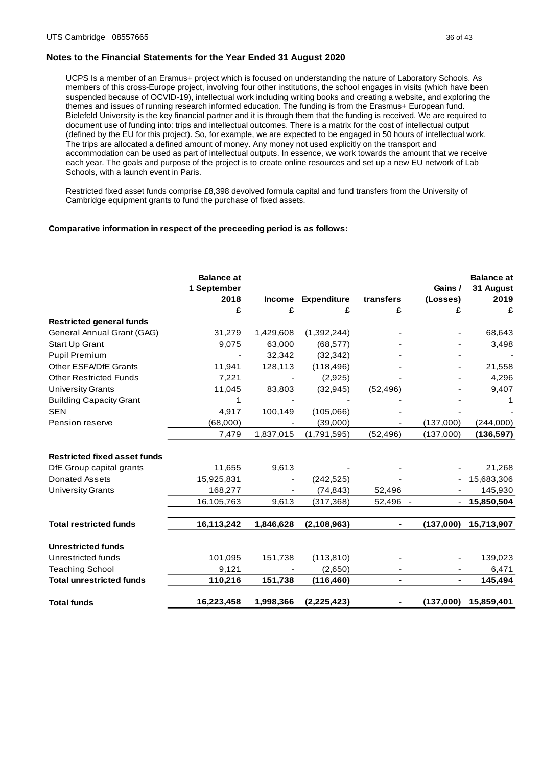## Notes to the Financial Statements for the Year Ended 31 August 2020

UCPS Is a member of an Eramus+ project which is focused on understanding the nature of Laboratory Schools. As members of this cross-Europe project, involving four other institutions, the school engages in visits (which have been suspended because of OCVID-19), intellectual work including writing books and creating a website, and exploring the themes and issues of running research informed education. The funding is from the Erasmus+ European fund. Bielefeld University is the key financial partner and it is through them that the funding is received. We are required to document use of funding into: trips and intellectual outcomes. There is a matrix for the cost of intellectual output (defined by the EU for this project). So, for example, we are expected to be engaged in 50 hours of intellectual work. The trips are allocated a defined amount of money. Any money not used explicitly on the transport and accommodation can be used as part of intellectual outputs. In essence, we work towards the amount that we receive each year. The goals and purpose of the project is to create online resources and set up a new EU network of Lab Schools, with a launch event in Paris.

Restricted fixed asset funds comprise £8,398 devolved formula capital and fund transfers from the University of Cambridge equipment grants to fund the purchase of fixed assets.

**Comparative information in respect of the preceeding period is as follows:**

| | Balance at 1 September 2018 | Income | Expenditure | transfers | Gains / (Losses) | Balance at 31 August 2019 |
|---|---|---|---|---|---|---|
| | £ | £ | £ | £ | £ | £ |
| **Restricted general funds** | | | | | | |
| General Annual Grant (GAG) | 31,279 | 1,429,608 | (1,392,244) | - | - | 68,643 |
| Start Up Grant | 9,075 | 63,000 | (68,577) | - | - | 3,498 |
| Pupil Premium | - | 32,342 | (32,342) | - | - | - |
| Other ESFA/DfE Grants | 11,941 | 128,113 | (118,496) | - | - | 21,558 |
| Other Restricted Funds | 7,221 | - | (2,925) | - | - | 4,296 |
| University Grants | 11,045 | 83,803 | (32,945) | (52,496) | - | 9,407 |
| Building Capacity Grant | 1 | - | - | - | - | 1 |
| SEN | 4,917 | 100,149 | (105,066) | - | - | - |
| Pension reserve | (68,000) | - | (39,000) | - | (137,000) | (244,000) |
| | 7,479 | 1,837,015 | (1,791,595) | (52,496) | (137,000) | **(136,597)** |
| **Restricted fixed asset funds** | | | | | | |
| DfE Group capital grants | 11,655 | 9,613 | - | - | - | 21,268 |
| Donated Assets | 15,925,831 | - | (242,525) | - | - | 15,683,306 |
| University Grants | 168,277 | - | (74,843) | 52,496 | - | 145,930 |
| | 16,105,763 | 9,613 | (317,368) | 52,496 | - | **15,850,504** |
| **Total restricted funds** | **16,113,242** | **1,846,628** | **(2,108,963)** | **-** | **(137,000)** | **15,713,907** |
| **Unrestricted funds** | | | | | | |
| Unrestricted funds | 101,095 | 151,738 | (113,810) | - | - | 139,023 |
| Teaching School | 9,121 | - | (2,650) | - | - | 6,471 |
| **Total unrestricted funds** | **110,216** | **151,738** | **(116,460)** | **-** | **-** | **145,494** |
| **Total funds** | **16,223,458** | **1,998,366** | **(2,225,423)** | **-** | **(137,000)** | **15,859,401** |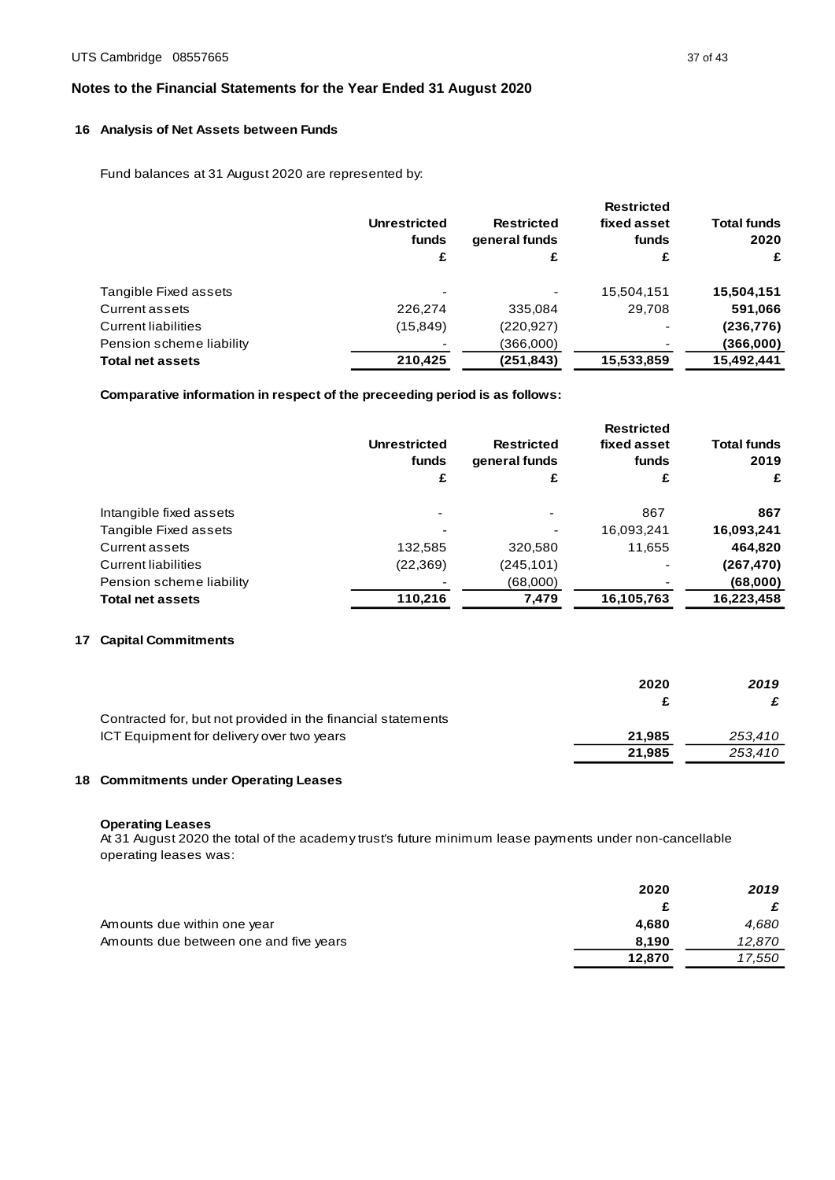## Notes to the Financial Statements for the Year Ended 31 August 2020

### 16 Analysis of Net Assets between Funds

Fund balances at 31 August 2020 are represented by:

| | Unrestricted funds | Restricted general funds | Restricted fixed asset funds | Total funds 2020 |
|---|---|---|---|---|
| | £ | £ | £ | £ |
| Tangible Fixed assets | - | - | 15,504,151 | **15,504,151** |
| Current assets | 226,274 | 335,084 | 29,708 | **591,066** |
| Current liabilities | (15,849) | (220,927) | - | **(236,776)** |
| Pension scheme liability | - | (366,000) | - | **(366,000)** |
| **Total net assets** | **210,425** | **(251,843)** | **15,533,859** | **15,492,441** |

**Comparative information in respect of the preceeding period is as follows:**

| | Unrestricted funds | Restricted general funds | Restricted fixed asset funds | Total funds 2019 |
|---|---|---|---|---|
| | £ | £ | £ | £ |
| Intangible fixed assets | - | - | 867 | **867** |
| Tangible Fixed assets | - | - | 16,093,241 | **16,093,241** |
| Current assets | 132,585 | 320,580 | 11,655 | **464,820** |
| Current liabilities | (22,369) | (245,101) | - | **(267,470)** |
| Pension scheme liability | - | (68,000) | - | **(68,000)** |
| **Total net assets** | **110,216** | **7,479** | **16,105,763** | **16,223,458** |

### 17 Capital Commitments

| | 2020 | *2019* |
|---|---|---|
| | £ | *£* |
| Contracted for, but not provided in the financial statements | | |
| ICT Equipment for delivery over two years | **21,985** | *253,410* |
| | **21,985** | *253,410* |

### 18 Commitments under Operating Leases

**Operating Leases**

At 31 August 2020 the total of the academy trust's future minimum lease payments under non-cancellable operating leases was:

| | 2020 | *2019* |
|---|---|---|
| | £ | *£* |
| Amounts due within one year | **4,680** | *4,680* |
| Amounts due between one and five years | **8,190** | *12,870* |
| | **12,870** | *17,550* |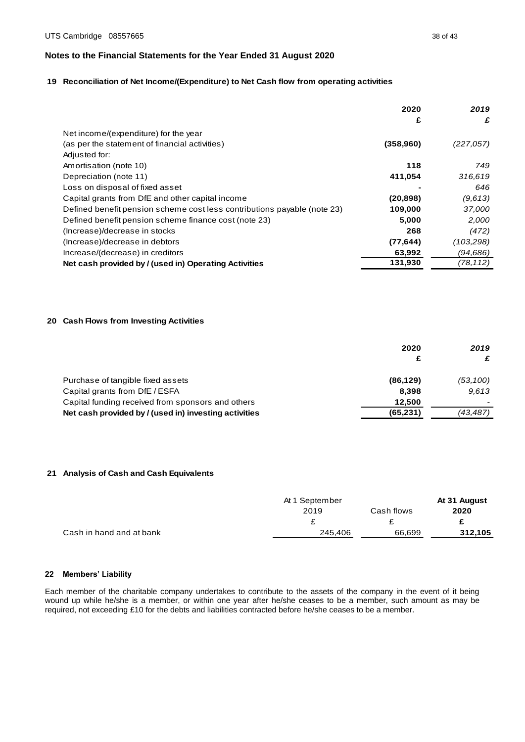# Notes to the Financial Statements for the Year Ended 31 August 2020

## 19 Reconciliation of Net Income/(Expenditure) to Net Cash flow from operating activities

| | 2020 | 2019 |
|---|---|---|
| | £ | £ |
| Net income/(expenditure) for the year (as per the statement of financial activities) | (358,960) | (227,057) |
| Adjusted for: | | |
| Amortisation (note 10) | 118 | 749 |
| Depreciation (note 11) | 411,054 | 316,619 |
| Loss on disposal of fixed asset | - | 646 |
| Capital grants from DfE and other capital income | (20,898) | (9,613) |
| Defined benefit pension scheme cost less contributions payable (note 23) | 109,000 | 37,000 |
| Defined benefit pension scheme finance cost (note 23) | 5,000 | 2,000 |
| (Increase)/decrease in stocks | 268 | (472) |
| (Increase)/decrease in debtors | (77,644) | (103,298) |
| Increase/(decrease) in creditors | 63,992 | (94,686) |
| **Net cash provided by / (used in) Operating Activities** | **131,930** | *(78,112)* |

## 20 Cash Flows from Investing Activities

| | 2020 | 2019 |
|---|---|---|
| | £ | £ |
| Purchase of tangible fixed assets | (86,129) | (53,100) |
| Capital grants from DfE / ESFA | 8,398 | 9,613 |
| Capital funding received from sponsors and others | 12,500 | - |
| **Net cash provided by / (used in) investing activities** | **(65,231)** | *(43,487)* |

## 21 Analysis of Cash and Cash Equivalents

| | At 1 September 2019 | Cash flows | At 31 August 2020 |
|---|---|---|---|
| | £ | £ | £ |
| Cash in hand and at bank | 245,406 | 66,699 | **312,105** |

## 22 Members' Liability

Each member of the charitable company undertakes to contribute to the assets of the company in the event of it being wound up while he/she is a member, or within one year after he/she ceases to be a member, such amount as may be required, not exceeding £10 for the debts and liabilities contracted before he/she ceases to be a member.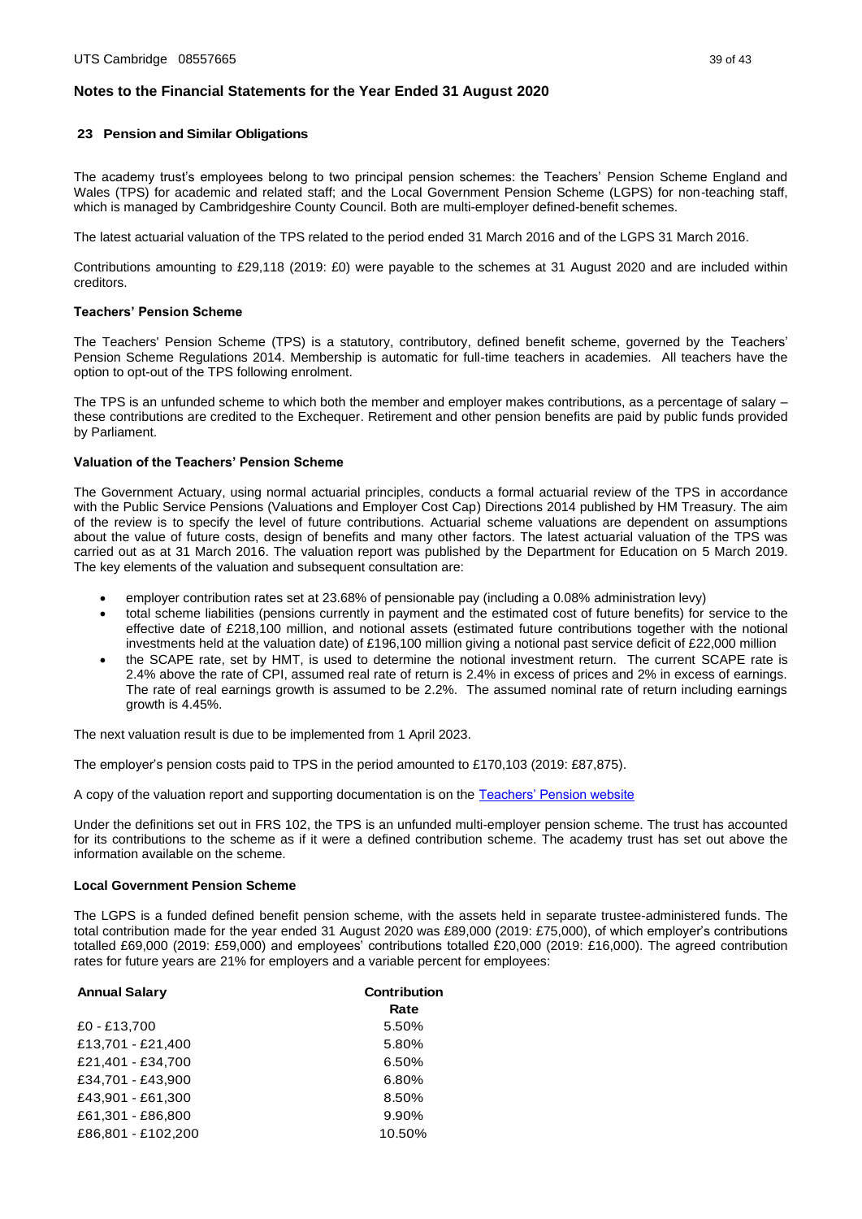## Notes to the Financial Statements for the Year Ended 31 August 2020

### 23 Pension and Similar Obligations

The academy trust's employees belong to two principal pension schemes: the Teachers' Pension Scheme England and Wales (TPS) for academic and related staff; and the Local Government Pension Scheme (LGPS) for non-teaching staff, which is managed by Cambridgeshire County Council. Both are multi-employer defined-benefit schemes.

The latest actuarial valuation of the TPS related to the period ended 31 March 2016 and of the LGPS 31 March 2016.

Contributions amounting to £29,118 (2019: £0) were payable to the schemes at 31 August 2020 and are included within creditors.

#### Teachers' Pension Scheme

The Teachers' Pension Scheme (TPS) is a statutory, contributory, defined benefit scheme, governed by the Teachers' Pension Scheme Regulations 2014. Membership is automatic for full-time teachers in academies. All teachers have the option to opt-out of the TPS following enrolment.

The TPS is an unfunded scheme to which both the member and employer makes contributions, as a percentage of salary – these contributions are credited to the Exchequer. Retirement and other pension benefits are paid by public funds provided by Parliament.

#### Valuation of the Teachers' Pension Scheme

The Government Actuary, using normal actuarial principles, conducts a formal actuarial review of the TPS in accordance with the Public Service Pensions (Valuations and Employer Cost Cap) Directions 2014 published by HM Treasury. The aim of the review is to specify the level of future contributions. Actuarial scheme valuations are dependent on assumptions about the value of future costs, design of benefits and many other factors. The latest actuarial valuation of the TPS was carried out as at 31 March 2016. The valuation report was published by the Department for Education on 5 March 2019. The key elements of the valuation and subsequent consultation are:

- employer contribution rates set at 23.68% of pensionable pay (including a 0.08% administration levy)
- total scheme liabilities (pensions currently in payment and the estimated cost of future benefits) for service to the effective date of £218,100 million, and notional assets (estimated future contributions together with the notional investments held at the valuation date) of £196,100 million giving a notional past service deficit of £22,000 million
- the SCAPE rate, set by HMT, is used to determine the notional investment return. The current SCAPE rate is 2.4% above the rate of CPI, assumed real rate of return is 2.4% in excess of prices and 2% in excess of earnings. The rate of real earnings growth is assumed to be 2.2%. The assumed nominal rate of return including earnings growth is 4.45%.

The next valuation result is due to be implemented from 1 April 2023.

The employer's pension costs paid to TPS in the period amounted to £170,103 (2019: £87,875).

A copy of the valuation report and supporting documentation is on the Teachers' Pension website

Under the definitions set out in FRS 102, the TPS is an unfunded multi-employer pension scheme. The trust has accounted for its contributions to the scheme as if it were a defined contribution scheme. The academy trust has set out above the information available on the scheme.

#### Local Government Pension Scheme

The LGPS is a funded defined benefit pension scheme, with the assets held in separate trustee-administered funds. The total contribution made for the year ended 31 August 2020 was £89,000 (2019: £75,000), of which employer's contributions totalled £69,000 (2019: £59,000) and employees' contributions totalled £20,000 (2019: £16,000). The agreed contribution rates for future years are 21% for employers and a variable percent for employees:

| Annual Salary | Contribution Rate |
|---|---|
| £0 - £13,700 | 5.50% |
| £13,701 - £21,400 | 5.80% |
| £21,401 - £34,700 | 6.50% |
| £34,701 - £43,900 | 6.80% |
| £43,901 - £61,300 | 8.50% |
| £61,301 - £86,800 | 9.90% |
| £86,801 - £102,200 | 10.50% |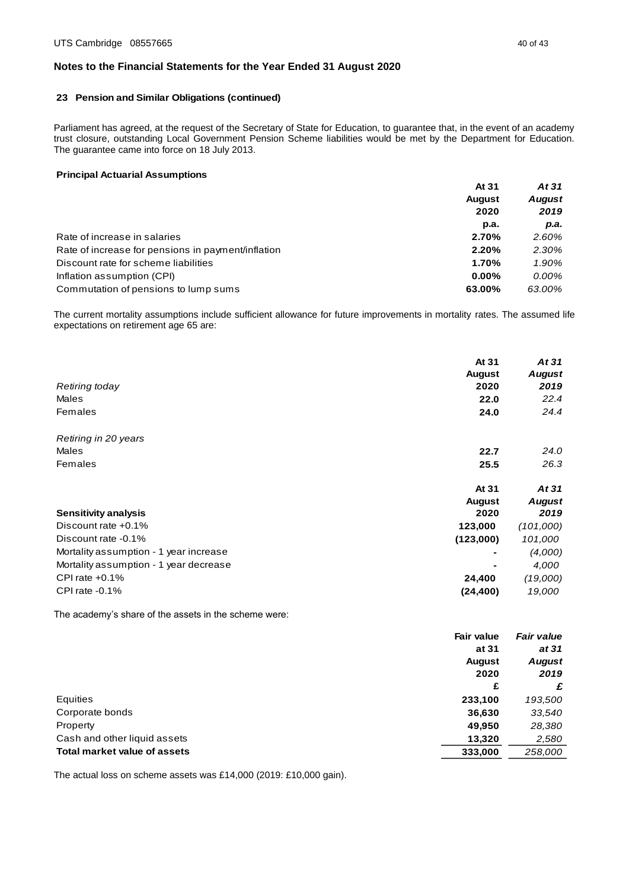## Notes to the Financial Statements for the Year Ended 31 August 2020

### 23 Pension and Similar Obligations (continued)

Parliament has agreed, at the request of the Secretary of State for Education, to guarantee that, in the event of an academy trust closure, outstanding Local Government Pension Scheme liabilities would be met by the Department for Education. The guarantee came into force on 18 July 2013.

**Principal Actuarial Assumptions**

| | At 31 August 2020 p.a. | *At 31 August 2019 p.a.* |
|---|---|---|
| Rate of increase in salaries | **2.70%** | *2.60%* |
| Rate of increase for pensions in payment/inflation | **2.20%** | *2.30%* |
| Discount rate for scheme liabilities | **1.70%** | *1.90%* |
| Inflation assumption (CPI) | **0.00%** | *0.00%* |
| Commutation of pensions to lump sums | **63.00%** | *63.00%* |

The current mortality assumptions include sufficient allowance for future improvements in mortality rates. The assumed life expectations on retirement age 65 are:

| | At 31 August 2020 | *At 31 August 2019* |
|---|---|---|
| *Retiring today* | | |
| Males | **22.0** | *22.4* |
| Females | **24.0** | *24.4* |
| *Retiring in 20 years* | | |
| Males | **22.7** | *24.0* |
| Females | **25.5** | *26.3* |

| **Sensitivity analysis** | At 31 August 2020 | *At 31 August 2019* |
|---|---|---|
| Discount rate +0.1% | **123,000** | *(101,000)* |
| Discount rate -0.1% | **(123,000)** | *101,000* |
| Mortality assumption - 1 year increase | **-** | *(4,000)* |
| Mortality assumption - 1 year decrease | **-** | *4,000* |
| CPI rate +0.1% | **24,400** | *(19,000)* |
| CPI rate -0.1% | **(24,400)** | *19,000* |

The academy's share of the assets in the scheme were:

| | Fair value at 31 August 2020 £ | *Fair value at 31 August 2019 £* |
|---|---|---|
| Equities | **233,100** | *193,500* |
| Corporate bonds | **36,630** | *33,540* |
| Property | **49,950** | *28,380* |
| Cash and other liquid assets | **13,320** | *2,580* |
| **Total market value of assets** | **333,000** | *258,000* |

The actual loss on scheme assets was £14,000 (2019: £10,000 gain).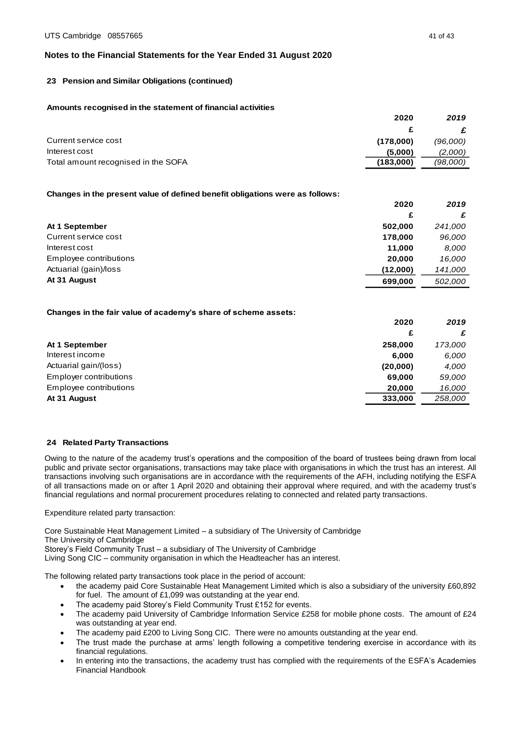## Notes to the Financial Statements for the Year Ended 31 August 2020

### 23 Pension and Similar Obligations (continued)

**Amounts recognised in the statement of financial activities**

| | 2020 | 2019 |
|---|---|---|
| | £ | £ |
| Current service cost | (178,000) | (96,000) |
| Interest cost | (5,000) | (2,000) |
| Total amount recognised in the SOFA | (183,000) | (98,000) |

**Changes in the present value of defined benefit obligations were as follows:**

| | 2020 | 2019 |
|---|---|---|
| | £ | £ |
| **At 1 September** | 502,000 | 241,000 |
| Current service cost | 178,000 | 96,000 |
| Interest cost | 11,000 | 8,000 |
| Employee contributions | 20,000 | 16,000 |
| Actuarial (gain)/loss | (12,000) | 141,000 |
| **At 31 August** | 699,000 | 502,000 |

**Changes in the fair value of academy's share of scheme assets:**

| | 2020 | 2019 |
|---|---|---|
| | £ | £ |
| **At 1 September** | 258,000 | 173,000 |
| Interest income | 6,000 | 6,000 |
| Actuarial gain/(loss) | (20,000) | 4,000 |
| Employer contributions | 69,000 | 59,000 |
| Employee contributions | 20,000 | 16,000 |
| **At 31 August** | 333,000 | 258,000 |

### 24 Related Party Transactions

Owing to the nature of the academy trust's operations and the composition of the board of trustees being drawn from local public and private sector organisations, transactions may take place with organisations in which the trust has an interest. All transactions involving such organisations are in accordance with the requirements of the AFH, including notifying the ESFA of all transactions made on or after 1 April 2020 and obtaining their approval where required, and with the academy trust's financial regulations and normal procurement procedures relating to connected and related party transactions.

Expenditure related party transaction:

Core Sustainable Heat Management Limited – a subsidiary of The University of Cambridge
The University of Cambridge
Storey's Field Community Trust – a subsidiary of The University of Cambridge
Living Song CIC – community organisation in which the Headteacher has an interest.

The following related party transactions took place in the period of account:

- the academy paid Core Sustainable Heat Management Limited which is also a subsidiary of the university £60,892 for fuel. The amount of £1,099 was outstanding at the year end.
- The academy paid Storey's Field Community Trust £152 for events.
- The academy paid University of Cambridge Information Service £258 for mobile phone costs. The amount of £24 was outstanding at year end.
- The academy paid £200 to Living Song CIC. There were no amounts outstanding at the year end.
- The trust made the purchase at arms' length following a competitive tendering exercise in accordance with its financial regulations.
- In entering into the transactions, the academy trust has complied with the requirements of the ESFA's Academies Financial Handbook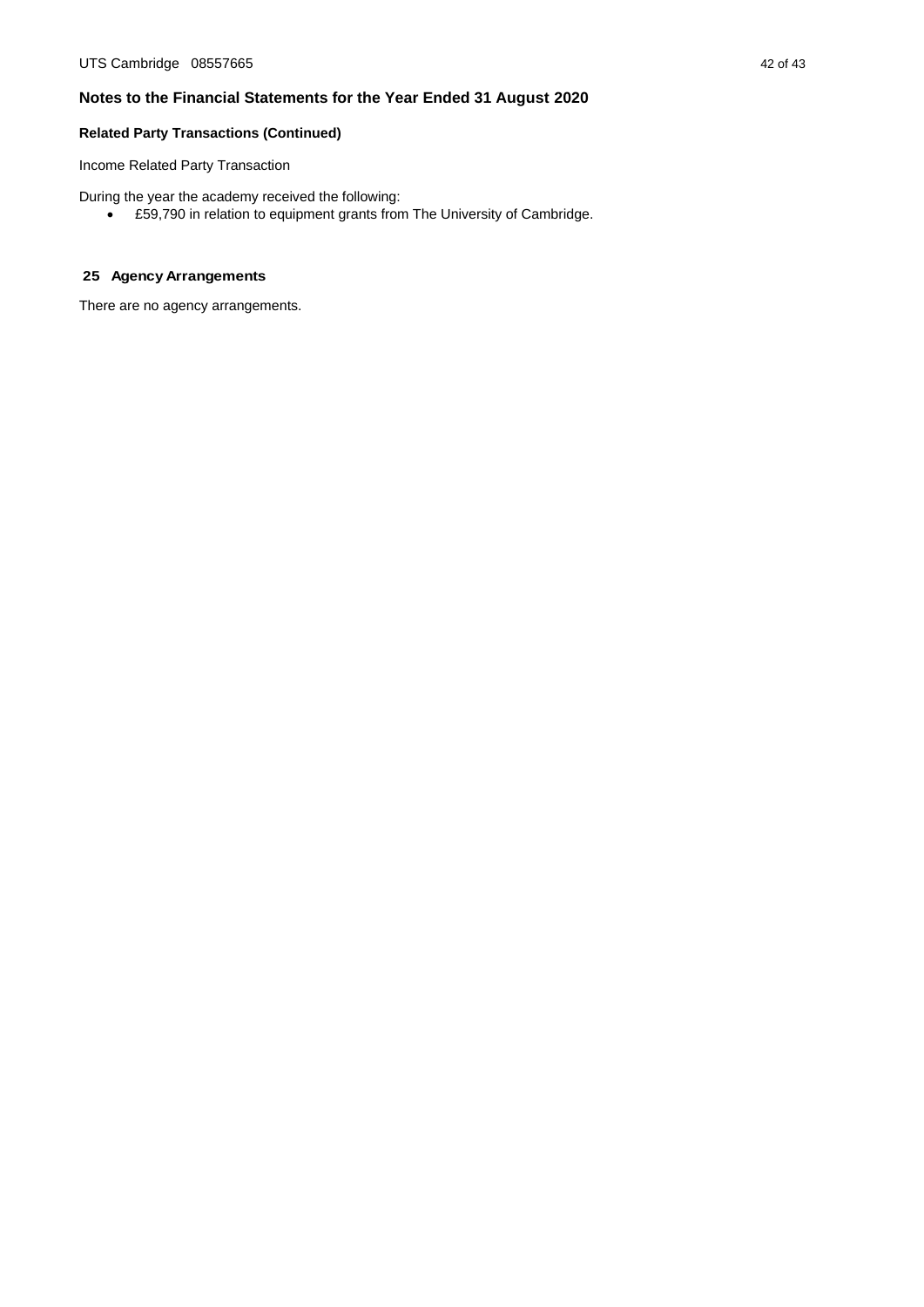## Notes to the Financial Statements for the Year Ended 31 August 2020

### Related Party Transactions (Continued)

Income Related Party Transaction

During the year the academy received the following:

- £59,790 in relation to equipment grants from The University of Cambridge.

### 25 Agency Arrangements

There are no agency arrangements.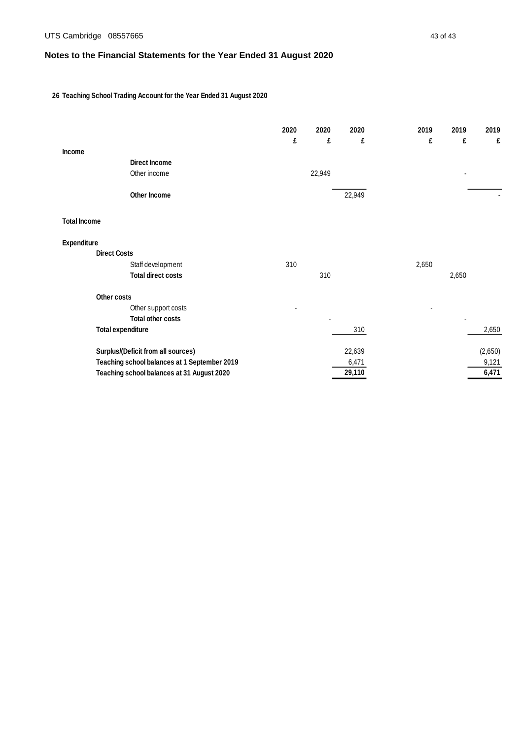## Notes to the Financial Statements for the Year Ended 31 August 2020

### 26 Teaching School Trading Account for the Year Ended 31 August 2020

| | 2020 £ | 2020 £ | 2020 £ | 2019 £ | 2019 £ | 2019 £ |
|---|---|---|---|---|---|---|
| **Income** | | | | | | |
| **Direct Income** | | | | | | |
| Other income | | 22,949 | | | - | |
| **Other Income** | | | 22,949 | | | - |
| **Total Income** | | | | | | |
| **Expenditure** | | | | | | |
| **Direct Costs** | | | | | | |
| Staff development | 310 | | | 2,650 | | |
| **Total direct costs** | | 310 | | | 2,650 | |
| **Other costs** | | | | | | |
| Other support costs | - | | | - | | |
| **Total other costs** | | - | | | - | |
| **Total expenditure** | | | 310 | | | 2,650 |
| **Surplus/(Deficit from all sources)** | | | 22,639 | | | (2,650) |
| **Teaching school balances at 1 September 2019** | | | 6,471 | | | 9,121 |
| **Teaching school balances at 31 August 2020** | | | **29,110** | | | **6,471** |